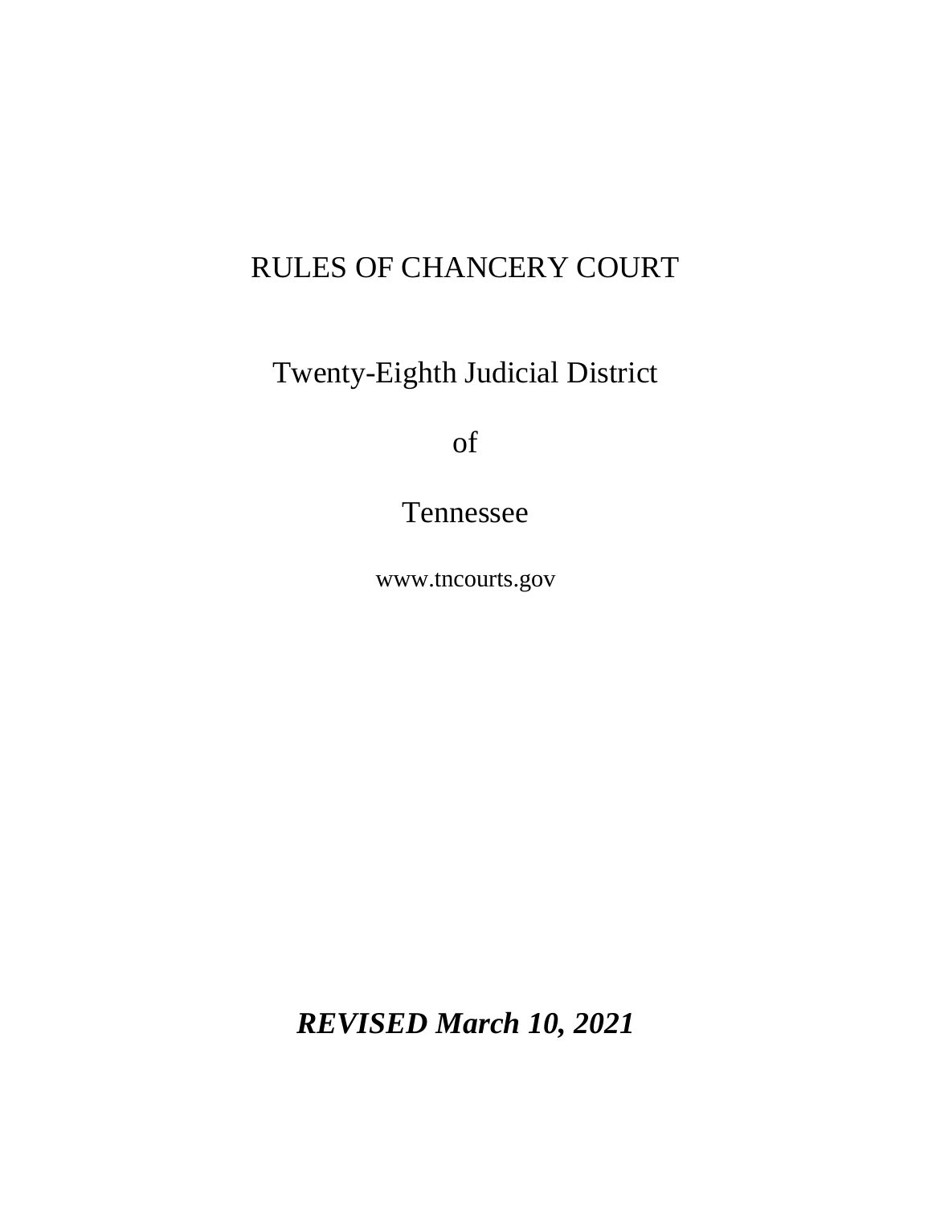# RULES OF CHANCERY COURT

Twenty-Eighth Judicial District

of

Tennessee

www.tncourts.gov

***REVISED March 10, 2021***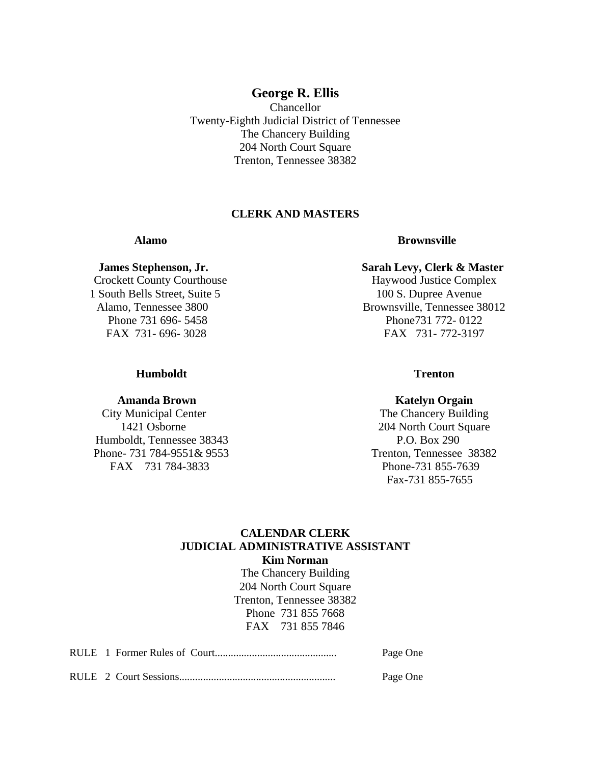**George R. Ellis**
Chancellor
Twenty-Eighth Judicial District of Tennessee
The Chancery Building
204 North Court Square
Trenton, Tennessee 38382

## CLERK AND MASTERS

**Alamo**

**James Stephenson, Jr.**
Crockett County Courthouse
1 South Bells Street, Suite 5
Alamo, Tennessee 3800
Phone 731 696- 5458
FAX 731- 696- 3028

**Brownsville**

**Sarah Levy, Clerk & Master**
Haywood Justice Complex
100 S. Dupree Avenue
Brownsville, Tennessee 38012
Phone731 772- 0122
FAX 731- 772-3197

**Humboldt**

**Amanda Brown**
City Municipal Center
1421 Osborne
Humboldt, Tennessee 38343
Phone- 731 784-9551& 9553
FAX 731 784-3833

**Trenton**

**Katelyn Orgain**
The Chancery Building
204 North Court Square
P.O. Box 290
Trenton, Tennessee 38382
Phone-731 855-7639
Fax-731 855-7655

## CALENDAR CLERK
## JUDICIAL ADMINISTRATIVE ASSISTANT

**Kim Norman**
The Chancery Building
204 North Court Square
Trenton, Tennessee 38382
Phone 731 855 7668
FAX 731 855 7846

RULE 1 Former Rules of Court............................................. Page One

RULE 2 Court Sessions.......................................................... Page One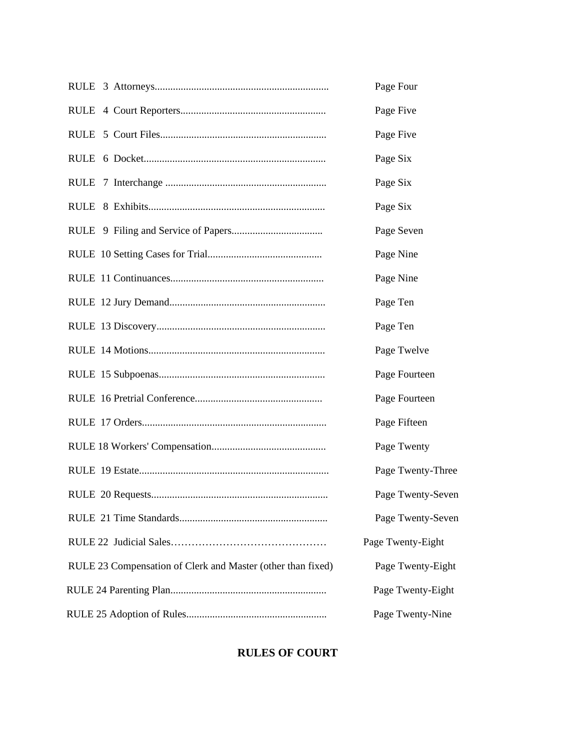| | |
|---|---|
| RULE 3 Attorneys | Page Four |
| RULE 4 Court Reporters | Page Five |
| RULE 5 Court Files | Page Five |
| RULE 6 Docket | Page Six |
| RULE 7 Interchange | Page Six |
| RULE 8 Exhibits | Page Six |
| RULE 9 Filing and Service of Papers | Page Seven |
| RULE 10 Setting Cases for Trial | Page Nine |
| RULE 11 Continuances | Page Nine |
| RULE 12 Jury Demand | Page Ten |
| RULE 13 Discovery | Page Ten |
| RULE 14 Motions | Page Twelve |
| RULE 15 Subpoenas | Page Fourteen |
| RULE 16 Pretrial Conference | Page Fourteen |
| RULE 17 Orders | Page Fifteen |
| RULE 18 Workers' Compensation | Page Twenty |
| RULE 19 Estate | Page Twenty-Three |
| RULE 20 Requests | Page Twenty-Seven |
| RULE 21 Time Standards | Page Twenty-Seven |
| RULE 22 Judicial Sales | Page Twenty-Eight |
| RULE 23 Compensation of Clerk and Master (other than fixed) | Page Twenty-Eight |
| RULE 24 Parenting Plan | Page Twenty-Eight |
| RULE 25 Adoption of Rules | Page Twenty-Nine |

**RULES OF COURT**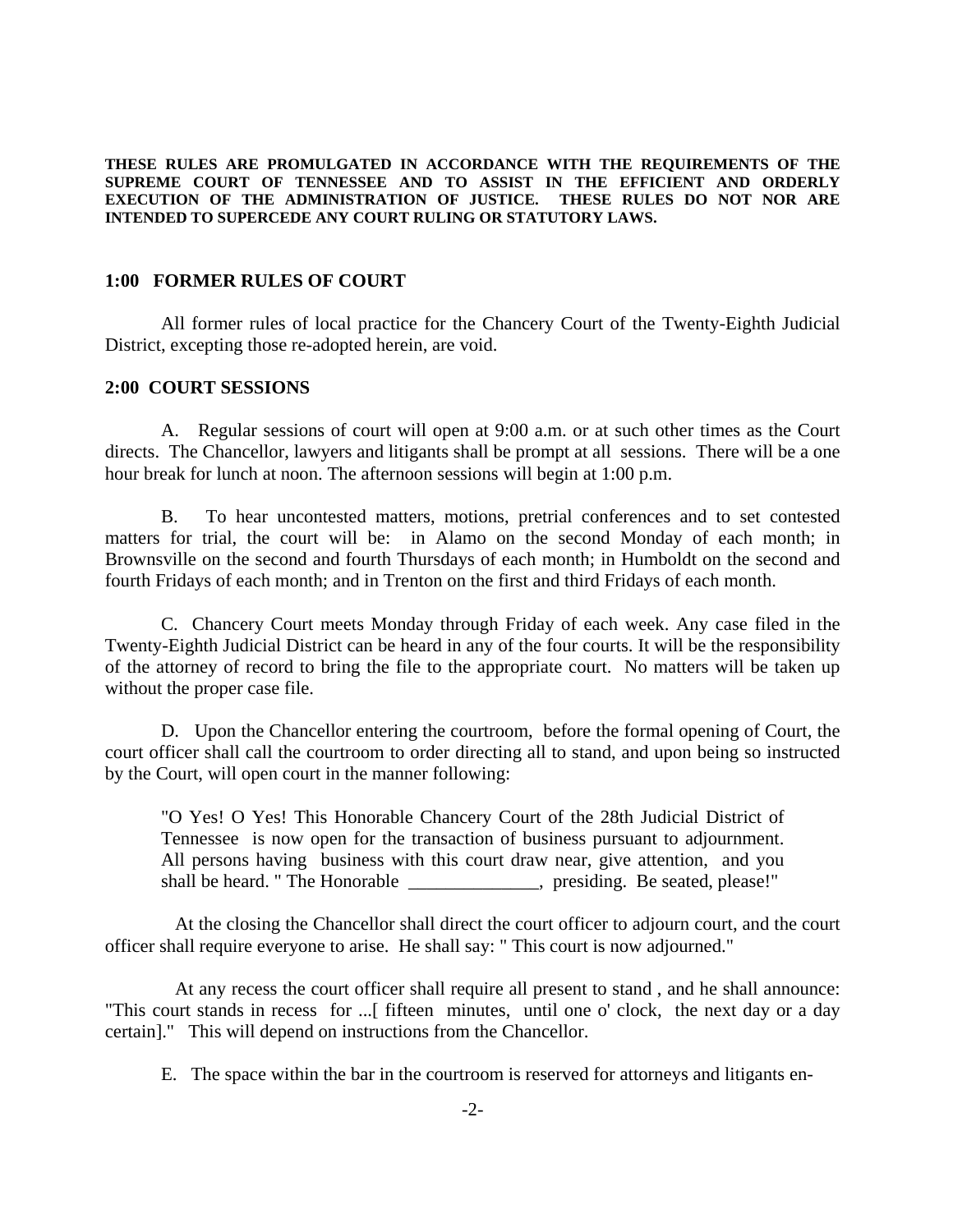**THESE RULES ARE PROMULGATED IN ACCORDANCE WITH THE REQUIREMENTS OF THE SUPREME COURT OF TENNESSEE AND TO ASSIST IN THE EFFICIENT AND ORDERLY EXECUTION OF THE ADMINISTRATION OF JUSTICE. THESE RULES DO NOT NOR ARE INTENDED TO SUPERCEDE ANY COURT RULING OR STATUTORY LAWS.**

## 1:00 FORMER RULES OF COURT

All former rules of local practice for the Chancery Court of the Twenty-Eighth Judicial District, excepting those re-adopted herein, are void.

## 2:00 COURT SESSIONS

A. Regular sessions of court will open at 9:00 a.m. or at such other times as the Court directs. The Chancellor, lawyers and litigants shall be prompt at all sessions. There will be a one hour break for lunch at noon. The afternoon sessions will begin at 1:00 p.m.

B. To hear uncontested matters, motions, pretrial conferences and to set contested matters for trial, the court will be: in Alamo on the second Monday of each month; in Brownsville on the second and fourth Thursdays of each month; in Humboldt on the second and fourth Fridays of each month; and in Trenton on the first and third Fridays of each month.

C. Chancery Court meets Monday through Friday of each week. Any case filed in the Twenty-Eighth Judicial District can be heard in any of the four courts. It will be the responsibility of the attorney of record to bring the file to the appropriate court. No matters will be taken up without the proper case file.

D. Upon the Chancellor entering the courtroom, before the formal opening of Court, the court officer shall call the courtroom to order directing all to stand, and upon being so instructed by the Court, will open court in the manner following:

> "O Yes! O Yes! This Honorable Chancery Court of the 28th Judicial District of Tennessee is now open for the transaction of business pursuant to adjournment. All persons having business with this court draw near, give attention, and you shall be heard. " The Honorable ______________, presiding. Be seated, please!"

At the closing the Chancellor shall direct the court officer to adjourn court, and the court officer shall require everyone to arise. He shall say: " This court is now adjourned."

At any recess the court officer shall require all present to stand , and he shall announce: "This court stands in recess for ...[ fifteen minutes, until one o' clock, the next day or a day certain]." This will depend on instructions from the Chancellor.

E. The space within the bar in the courtroom is reserved for attorneys and litigants en-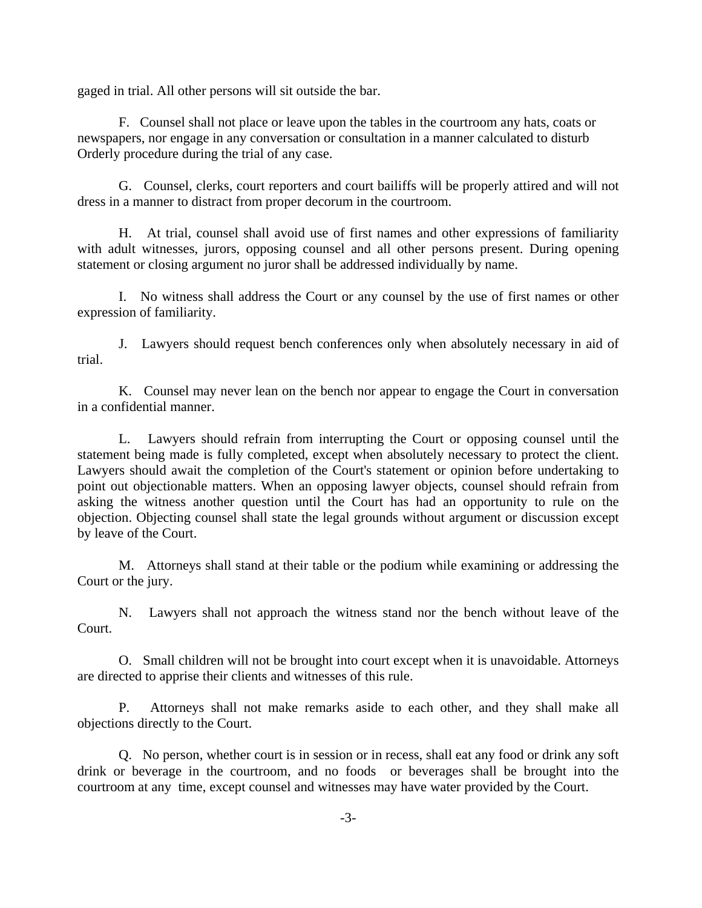gaged in trial. All other persons will sit outside the bar.

F. Counsel shall not place or leave upon the tables in the courtroom any hats, coats or newspapers, nor engage in any conversation or consultation in a manner calculated to disturb Orderly procedure during the trial of any case.

G. Counsel, clerks, court reporters and court bailiffs will be properly attired and will not dress in a manner to distract from proper decorum in the courtroom.

H. At trial, counsel shall avoid use of first names and other expressions of familiarity with adult witnesses, jurors, opposing counsel and all other persons present. During opening statement or closing argument no juror shall be addressed individually by name.

I. No witness shall address the Court or any counsel by the use of first names or other expression of familiarity.

J. Lawyers should request bench conferences only when absolutely necessary in aid of trial.

K. Counsel may never lean on the bench nor appear to engage the Court in conversation in a confidential manner.

L. Lawyers should refrain from interrupting the Court or opposing counsel until the statement being made is fully completed, except when absolutely necessary to protect the client. Lawyers should await the completion of the Court's statement or opinion before undertaking to point out objectionable matters. When an opposing lawyer objects, counsel should refrain from asking the witness another question until the Court has had an opportunity to rule on the objection. Objecting counsel shall state the legal grounds without argument or discussion except by leave of the Court.

M. Attorneys shall stand at their table or the podium while examining or addressing the Court or the jury.

N. Lawyers shall not approach the witness stand nor the bench without leave of the Court.

O. Small children will not be brought into court except when it is unavoidable. Attorneys are directed to apprise their clients and witnesses of this rule.

P. Attorneys shall not make remarks aside to each other, and they shall make all objections directly to the Court.

Q. No person, whether court is in session or in recess, shall eat any food or drink any soft drink or beverage in the courtroom, and no foods or beverages shall be brought into the courtroom at any time, except counsel and witnesses may have water provided by the Court.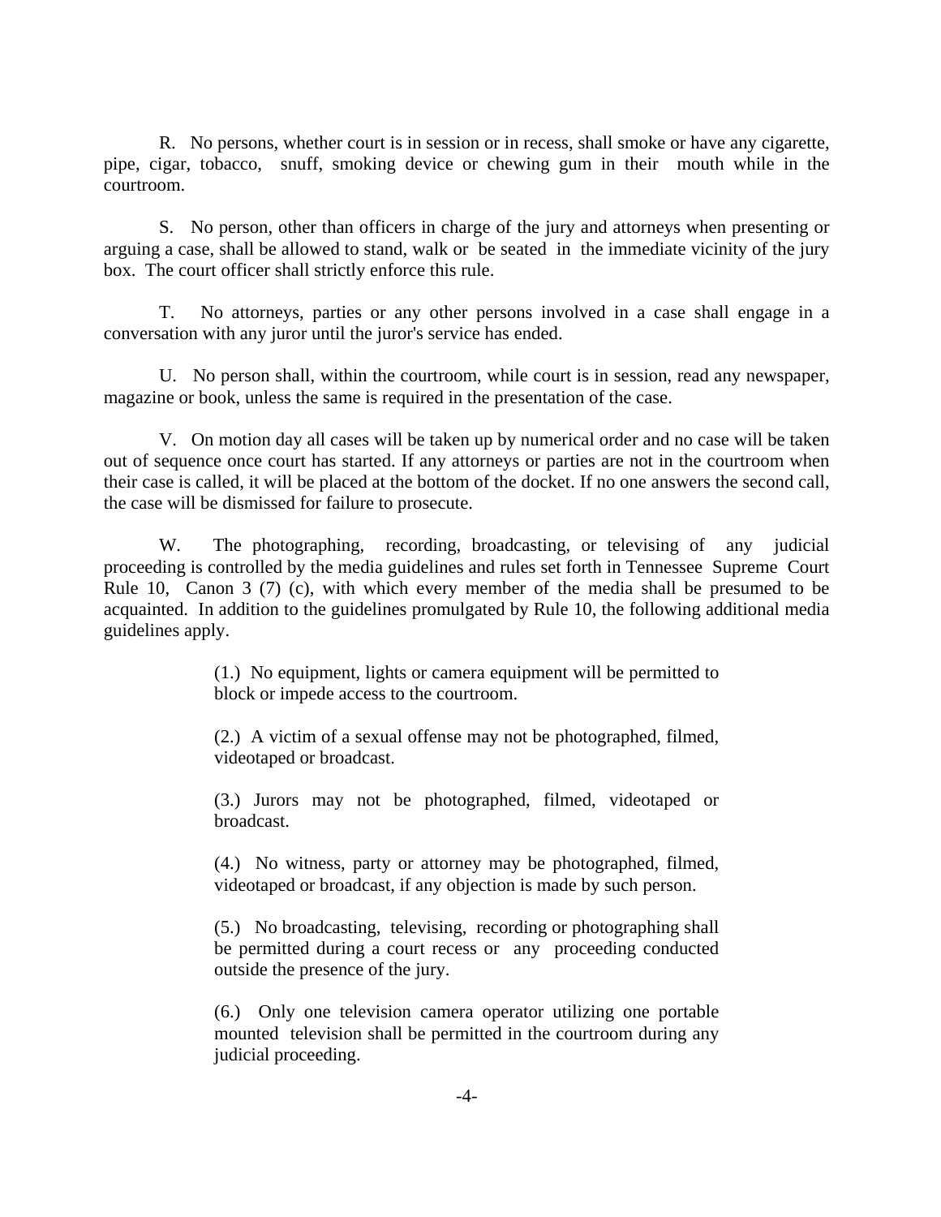R. No persons, whether court is in session or in recess, shall smoke or have any cigarette, pipe, cigar, tobacco, snuff, smoking device or chewing gum in their mouth while in the courtroom.

S. No person, other than officers in charge of the jury and attorneys when presenting or arguing a case, shall be allowed to stand, walk or be seated in the immediate vicinity of the jury box. The court officer shall strictly enforce this rule.

T. No attorneys, parties or any other persons involved in a case shall engage in a conversation with any juror until the juror's service has ended.

U. No person shall, within the courtroom, while court is in session, read any newspaper, magazine or book, unless the same is required in the presentation of the case.

V. On motion day all cases will be taken up by numerical order and no case will be taken out of sequence once court has started. If any attorneys or parties are not in the courtroom when their case is called, it will be placed at the bottom of the docket. If no one answers the second call, the case will be dismissed for failure to prosecute.

W. The photographing, recording, broadcasting, or televising of any judicial proceeding is controlled by the media guidelines and rules set forth in Tennessee Supreme Court Rule 10, Canon 3 (7) (c), with which every member of the media shall be presumed to be acquainted. In addition to the guidelines promulgated by Rule 10, the following additional media guidelines apply.

> (1.) No equipment, lights or camera equipment will be permitted to block or impede access to the courtroom.
>
> (2.) A victim of a sexual offense may not be photographed, filmed, videotaped or broadcast.
>
> (3.) Jurors may not be photographed, filmed, videotaped or broadcast.
>
> (4.) No witness, party or attorney may be photographed, filmed, videotaped or broadcast, if any objection is made by such person.
>
> (5.) No broadcasting, televising, recording or photographing shall be permitted during a court recess or any proceeding conducted outside the presence of the jury.
>
> (6.) Only one television camera operator utilizing one portable mounted television shall be permitted in the courtroom during any judicial proceeding.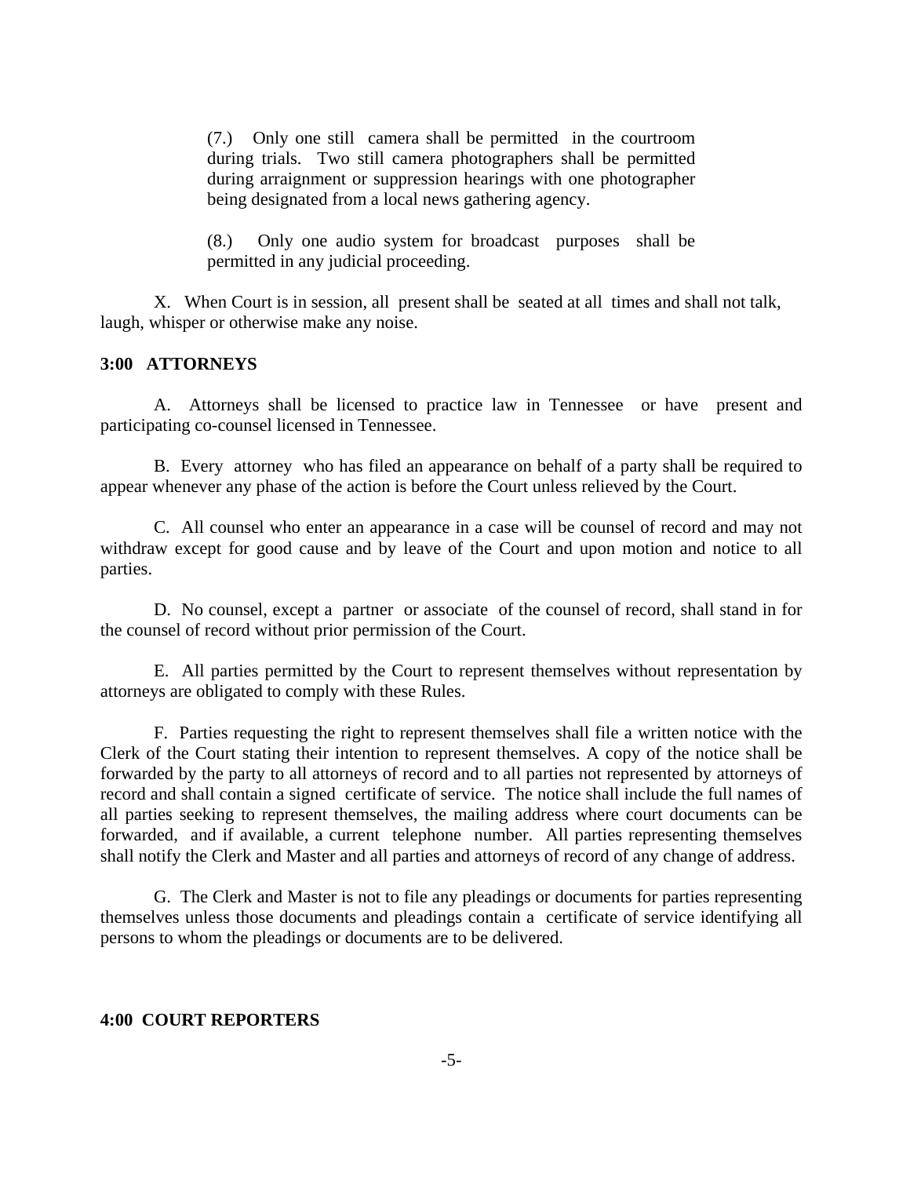(7.) Only one still camera shall be permitted in the courtroom during trials. Two still camera photographers shall be permitted during arraignment or suppression hearings with one photographer being designated from a local news gathering agency.

(8.) Only one audio system for broadcast purposes shall be permitted in any judicial proceeding.

X. When Court is in session, all present shall be seated at all times and shall not talk, laugh, whisper or otherwise make any noise.

## 3:00 ATTORNEYS

A. Attorneys shall be licensed to practice law in Tennessee or have present and participating co-counsel licensed in Tennessee.

B. Every attorney who has filed an appearance on behalf of a party shall be required to appear whenever any phase of the action is before the Court unless relieved by the Court.

C. All counsel who enter an appearance in a case will be counsel of record and may not withdraw except for good cause and by leave of the Court and upon motion and notice to all parties.

D. No counsel, except a partner or associate of the counsel of record, shall stand in for the counsel of record without prior permission of the Court.

E. All parties permitted by the Court to represent themselves without representation by attorneys are obligated to comply with these Rules.

F. Parties requesting the right to represent themselves shall file a written notice with the Clerk of the Court stating their intention to represent themselves. A copy of the notice shall be forwarded by the party to all attorneys of record and to all parties not represented by attorneys of record and shall contain a signed certificate of service. The notice shall include the full names of all parties seeking to represent themselves, the mailing address where court documents can be forwarded, and if available, a current telephone number. All parties representing themselves shall notify the Clerk and Master and all parties and attorneys of record of any change of address.

G. The Clerk and Master is not to file any pleadings or documents for parties representing themselves unless those documents and pleadings contain a certificate of service identifying all persons to whom the pleadings or documents are to be delivered.

## 4:00 COURT REPORTERS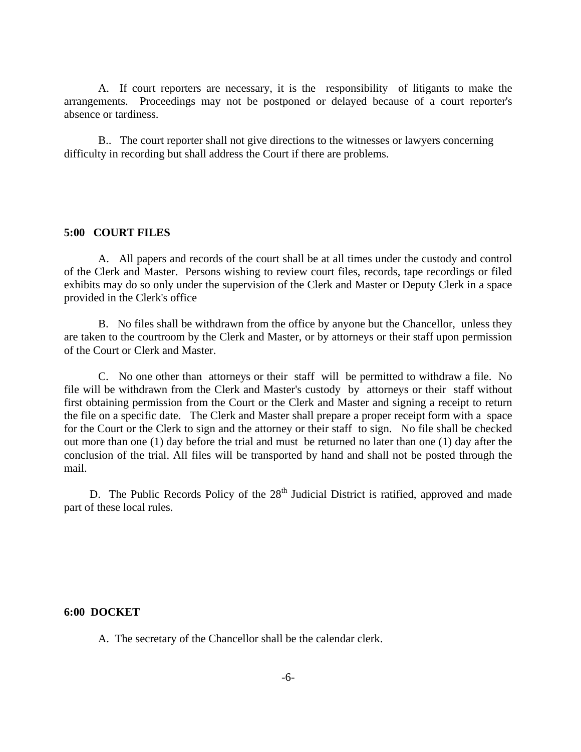A. If court reporters are necessary, it is the responsibility of litigants to make the arrangements. Proceedings may not be postponed or delayed because of a court reporter's absence or tardiness.

B.. The court reporter shall not give directions to the witnesses or lawyers concerning difficulty in recording but shall address the Court if there are problems.

**5:00 COURT FILES**

A. All papers and records of the court shall be at all times under the custody and control of the Clerk and Master. Persons wishing to review court files, records, tape recordings or filed exhibits may do so only under the supervision of the Clerk and Master or Deputy Clerk in a space provided in the Clerk's office

B. No files shall be withdrawn from the office by anyone but the Chancellor, unless they are taken to the courtroom by the Clerk and Master, or by attorneys or their staff upon permission of the Court or Clerk and Master.

C. No one other than attorneys or their staff will be permitted to withdraw a file. No file will be withdrawn from the Clerk and Master's custody by attorneys or their staff without first obtaining permission from the Court or the Clerk and Master and signing a receipt to return the file on a specific date. The Clerk and Master shall prepare a proper receipt form with a space for the Court or the Clerk to sign and the attorney or their staff to sign. No file shall be checked out more than one (1) day before the trial and must be returned no later than one (1) day after the conclusion of the trial. All files will be transported by hand and shall not be posted through the mail.

D. The Public Records Policy of the 28th Judicial District is ratified, approved and made part of these local rules.

**6:00 DOCKET**

A. The secretary of the Chancellor shall be the calendar clerk.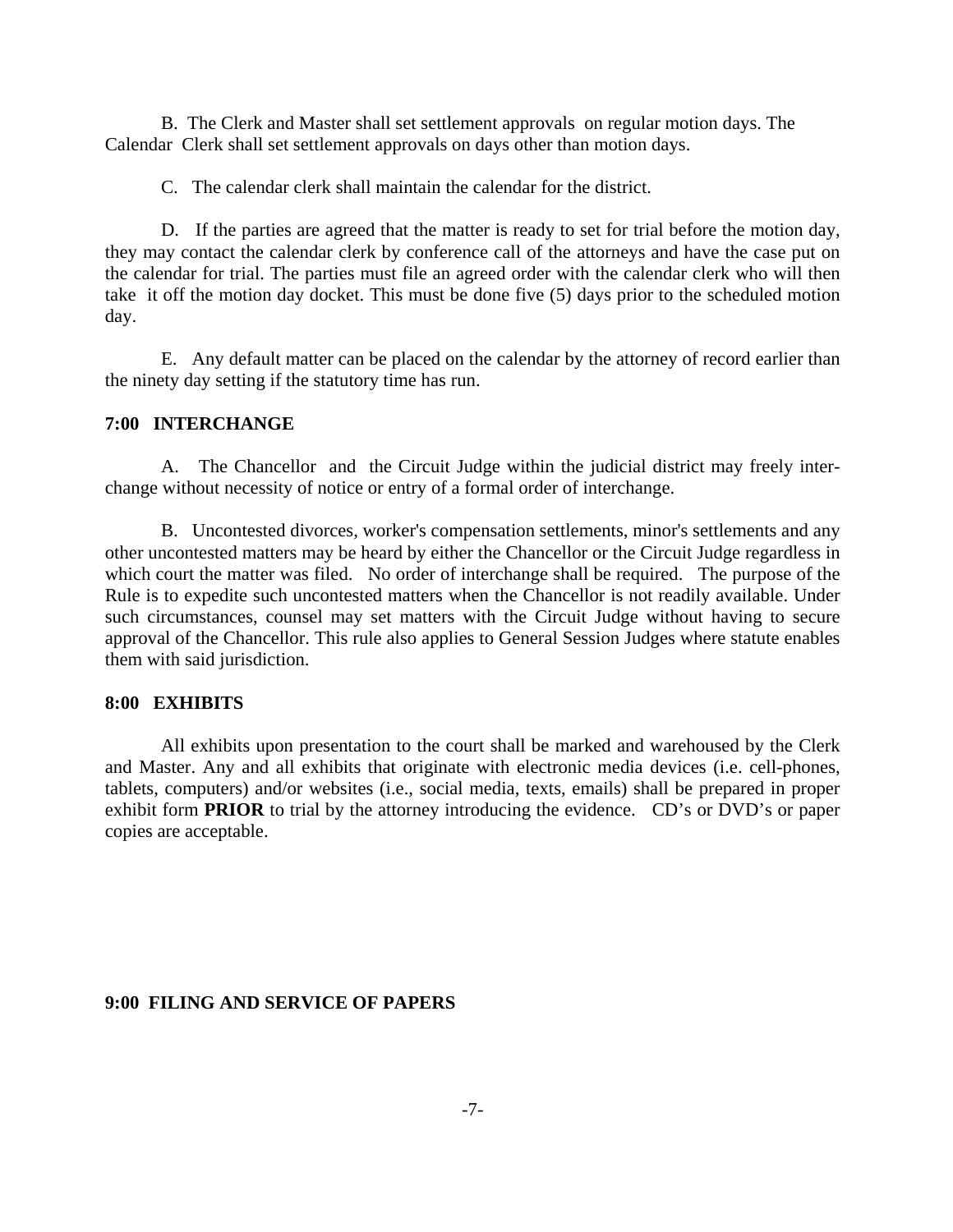B. The Clerk and Master shall set settlement approvals on regular motion days. The Calendar Clerk shall set settlement approvals on days other than motion days.

C. The calendar clerk shall maintain the calendar for the district.

D. If the parties are agreed that the matter is ready to set for trial before the motion day, they may contact the calendar clerk by conference call of the attorneys and have the case put on the calendar for trial. The parties must file an agreed order with the calendar clerk who will then take it off the motion day docket. This must be done five (5) days prior to the scheduled motion day.

E. Any default matter can be placed on the calendar by the attorney of record earlier than the ninety day setting if the statutory time has run.

### 7:00 INTERCHANGE

A. The Chancellor and the Circuit Judge within the judicial district may freely interchange without necessity of notice or entry of a formal order of interchange.

B. Uncontested divorces, worker's compensation settlements, minor's settlements and any other uncontested matters may be heard by either the Chancellor or the Circuit Judge regardless in which court the matter was filed. No order of interchange shall be required. The purpose of the Rule is to expedite such uncontested matters when the Chancellor is not readily available. Under such circumstances, counsel may set matters with the Circuit Judge without having to secure approval of the Chancellor. This rule also applies to General Session Judges where statute enables them with said jurisdiction.

### 8:00 EXHIBITS

All exhibits upon presentation to the court shall be marked and warehoused by the Clerk and Master. Any and all exhibits that originate with electronic media devices (i.e. cell-phones, tablets, computers) and/or websites (i.e., social media, texts, emails) shall be prepared in proper exhibit form **PRIOR** to trial by the attorney introducing the evidence. CD's or DVD's or paper copies are acceptable.

### 9:00 FILING AND SERVICE OF PAPERS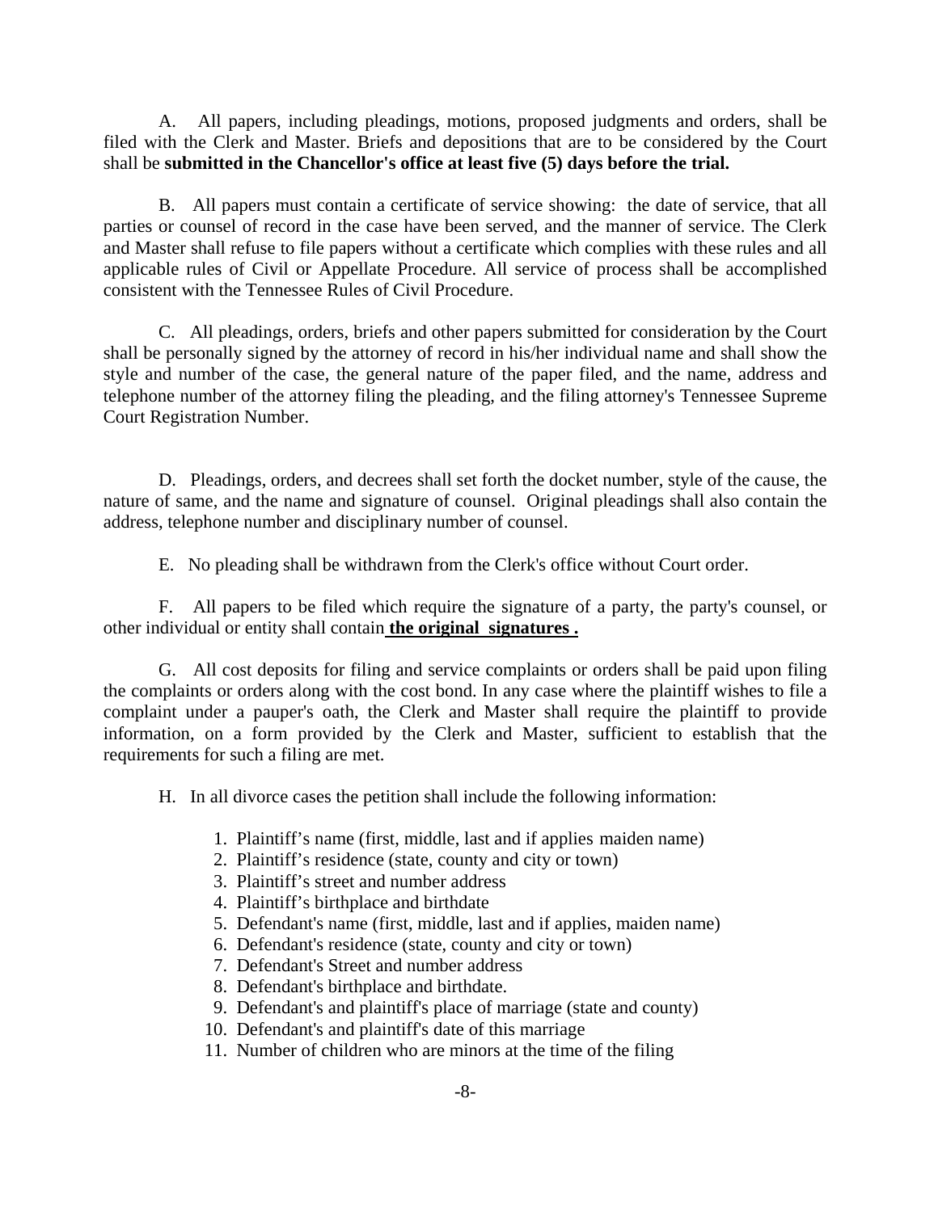A. All papers, including pleadings, motions, proposed judgments and orders, shall be filed with the Clerk and Master. Briefs and depositions that are to be considered by the Court shall be **submitted in the Chancellor's office at least five (5) days before the trial.**

B. All papers must contain a certificate of service showing: the date of service, that all parties or counsel of record in the case have been served, and the manner of service. The Clerk and Master shall refuse to file papers without a certificate which complies with these rules and all applicable rules of Civil or Appellate Procedure. All service of process shall be accomplished consistent with the Tennessee Rules of Civil Procedure.

C. All pleadings, orders, briefs and other papers submitted for consideration by the Court shall be personally signed by the attorney of record in his/her individual name and shall show the style and number of the case, the general nature of the paper filed, and the name, address and telephone number of the attorney filing the pleading, and the filing attorney's Tennessee Supreme Court Registration Number.

D. Pleadings, orders, and decrees shall set forth the docket number, style of the cause, the nature of same, and the name and signature of counsel. Original pleadings shall also contain the address, telephone number and disciplinary number of counsel.

E. No pleading shall be withdrawn from the Clerk's office without Court order.

F. All papers to be filed which require the signature of a party, the party's counsel, or other individual or entity shall contain **the original signatures .**

G. All cost deposits for filing and service complaints or orders shall be paid upon filing the complaints or orders along with the cost bond. In any case where the plaintiff wishes to file a complaint under a pauper's oath, the Clerk and Master shall require the plaintiff to provide information, on a form provided by the Clerk and Master, sufficient to establish that the requirements for such a filing are met.

H. In all divorce cases the petition shall include the following information:

1. Plaintiff's name (first, middle, last and if applies maiden name)
2. Plaintiff's residence (state, county and city or town)
3. Plaintiff's street and number address
4. Plaintiff's birthplace and birthdate
5. Defendant's name (first, middle, last and if applies, maiden name)
6. Defendant's residence (state, county and city or town)
7. Defendant's Street and number address
8. Defendant's birthplace and birthdate.
9. Defendant's and plaintiff's place of marriage (state and county)
10. Defendant's and plaintiff's date of this marriage
11. Number of children who are minors at the time of the filing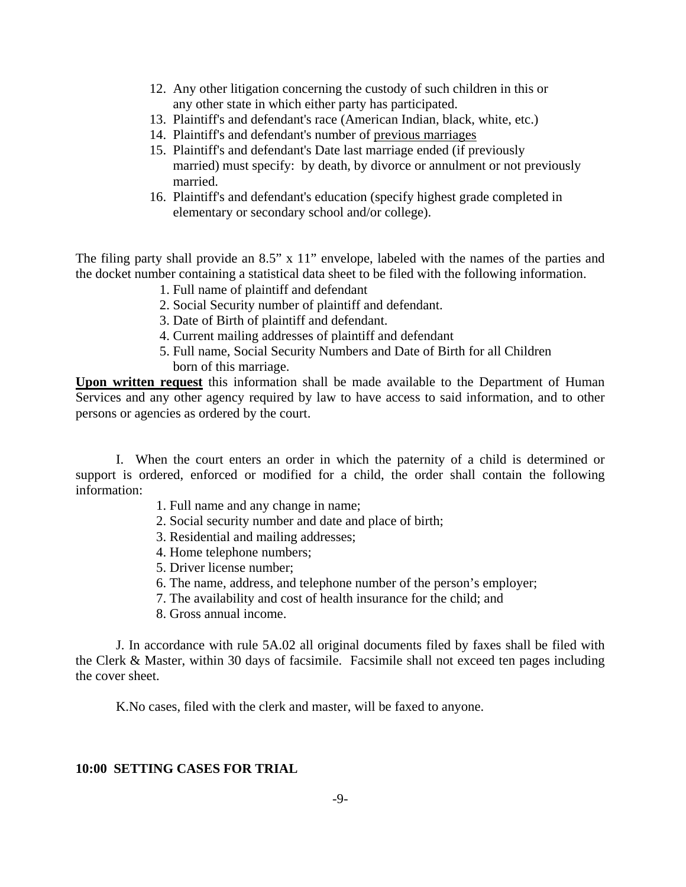12. Any other litigation concerning the custody of such children in this or any other state in which either party has participated.
13. Plaintiff's and defendant's race (American Indian, black, white, etc.)
14. Plaintiff's and defendant's number of <u>previous marriages</u>
15. Plaintiff's and defendant's Date last marriage ended (if previously married) must specify: by death, by divorce or annulment or not previously married.
16. Plaintiff's and defendant's education (specify highest grade completed in elementary or secondary school and/or college).

The filing party shall provide an 8.5" x 11" envelope, labeled with the names of the parties and the docket number containing a statistical data sheet to be filed with the following information.

1. Full name of plaintiff and defendant
2. Social Security number of plaintiff and defendant.
3. Date of Birth of plaintiff and defendant.
4. Current mailing addresses of plaintiff and defendant
5. Full name, Social Security Numbers and Date of Birth for all Children born of this marriage.

**<u>Upon written request</u>** this information shall be made available to the Department of Human Services and any other agency required by law to have access to said information, and to other persons or agencies as ordered by the court.

I. When the court enters an order in which the paternity of a child is determined or support is ordered, enforced or modified for a child, the order shall contain the following information:

1. Full name and any change in name;
2. Social security number and date and place of birth;
3. Residential and mailing addresses;
4. Home telephone numbers;
5. Driver license number;
6. The name, address, and telephone number of the person's employer;
7. The availability and cost of health insurance for the child; and
8. Gross annual income.

J. In accordance with rule 5A.02 all original documents filed by faxes shall be filed with the Clerk & Master, within 30 days of facsimile. Facsimile shall not exceed ten pages including the cover sheet.

K.No cases, filed with the clerk and master, will be faxed to anyone.

**10:00 SETTING CASES FOR TRIAL**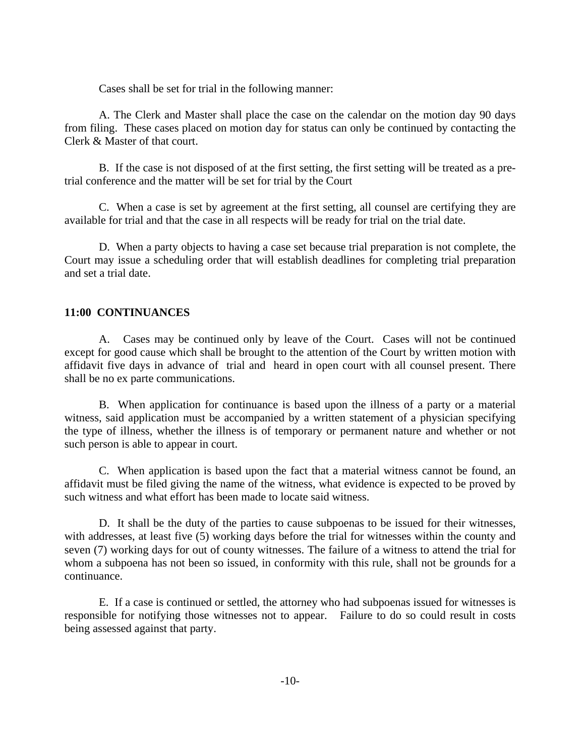Cases shall be set for trial in the following manner:

A. The Clerk and Master shall place the case on the calendar on the motion day 90 days from filing. These cases placed on motion day for status can only be continued by contacting the Clerk & Master of that court.

B. If the case is not disposed of at the first setting, the first setting will be treated as a pre-trial conference and the matter will be set for trial by the Court

C. When a case is set by agreement at the first setting, all counsel are certifying they are available for trial and that the case in all respects will be ready for trial on the trial date.

D. When a party objects to having a case set because trial preparation is not complete, the Court may issue a scheduling order that will establish deadlines for completing trial preparation and set a trial date.

## 11:00 CONTINUANCES

A. Cases may be continued only by leave of the Court. Cases will not be continued except for good cause which shall be brought to the attention of the Court by written motion with affidavit five days in advance of trial and heard in open court with all counsel present. There shall be no ex parte communications.

B. When application for continuance is based upon the illness of a party or a material witness, said application must be accompanied by a written statement of a physician specifying the type of illness, whether the illness is of temporary or permanent nature and whether or not such person is able to appear in court.

C. When application is based upon the fact that a material witness cannot be found, an affidavit must be filed giving the name of the witness, what evidence is expected to be proved by such witness and what effort has been made to locate said witness.

D. It shall be the duty of the parties to cause subpoenas to be issued for their witnesses, with addresses, at least five (5) working days before the trial for witnesses within the county and seven (7) working days for out of county witnesses. The failure of a witness to attend the trial for whom a subpoena has not been so issued, in conformity with this rule, shall not be grounds for a continuance.

E. If a case is continued or settled, the attorney who had subpoenas issued for witnesses is responsible for notifying those witnesses not to appear. Failure to do so could result in costs being assessed against that party.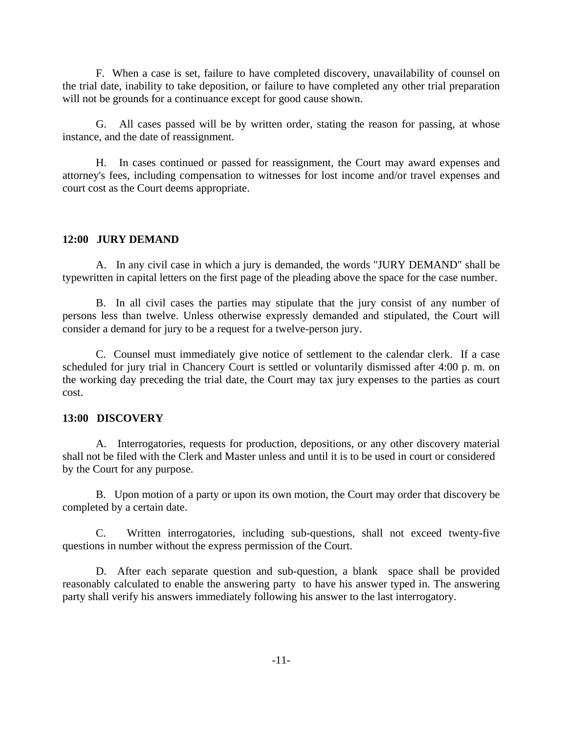F. When a case is set, failure to have completed discovery, unavailability of counsel on the trial date, inability to take deposition, or failure to have completed any other trial preparation will not be grounds for a continuance except for good cause shown.

G. All cases passed will be by written order, stating the reason for passing, at whose instance, and the date of reassignment.

H. In cases continued or passed for reassignment, the Court may award expenses and attorney's fees, including compensation to witnesses for lost income and/or travel expenses and court cost as the Court deems appropriate.

### 12:00 JURY DEMAND

A. In any civil case in which a jury is demanded, the words "JURY DEMAND" shall be typewritten in capital letters on the first page of the pleading above the space for the case number.

B. In all civil cases the parties may stipulate that the jury consist of any number of persons less than twelve. Unless otherwise expressly demanded and stipulated, the Court will consider a demand for jury to be a request for a twelve-person jury.

C. Counsel must immediately give notice of settlement to the calendar clerk. If a case scheduled for jury trial in Chancery Court is settled or voluntarily dismissed after 4:00 p. m. on the working day preceding the trial date, the Court may tax jury expenses to the parties as court cost.

### 13:00 DISCOVERY

A. Interrogatories, requests for production, depositions, or any other discovery material shall not be filed with the Clerk and Master unless and until it is to be used in court or considered by the Court for any purpose.

B. Upon motion of a party or upon its own motion, the Court may order that discovery be completed by a certain date.

C. Written interrogatories, including sub-questions, shall not exceed twenty-five questions in number without the express permission of the Court.

D. After each separate question and sub-question, a blank space shall be provided reasonably calculated to enable the answering party to have his answer typed in. The answering party shall verify his answers immediately following his answer to the last interrogatory.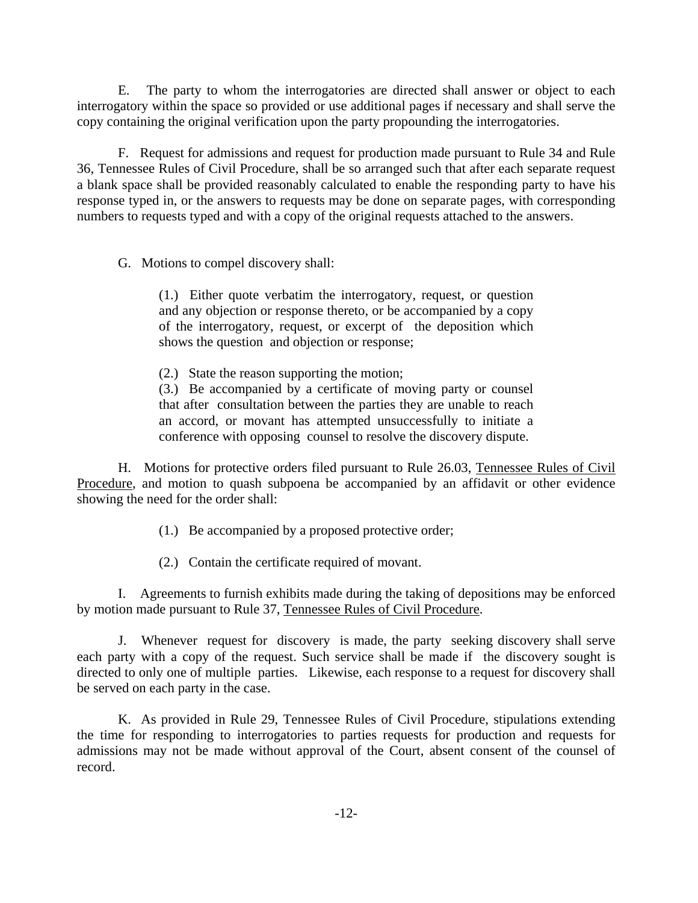E. The party to whom the interrogatories are directed shall answer or object to each interrogatory within the space so provided or use additional pages if necessary and shall serve the copy containing the original verification upon the party propounding the interrogatories.

F. Request for admissions and request for production made pursuant to Rule 34 and Rule 36, Tennessee Rules of Civil Procedure, shall be so arranged such that after each separate request a blank space shall be provided reasonably calculated to enable the responding party to have his response typed in, or the answers to requests may be done on separate pages, with corresponding numbers to requests typed and with a copy of the original requests attached to the answers.

G. Motions to compel discovery shall:

> (1.) Either quote verbatim the interrogatory, request, or question and any objection or response thereto, or be accompanied by a copy of the interrogatory, request, or excerpt of the deposition which shows the question and objection or response;
>
> (2.) State the reason supporting the motion;
>
> (3.) Be accompanied by a certificate of moving party or counsel that after consultation between the parties they are unable to reach an accord, or movant has attempted unsuccessfully to initiate a conference with opposing counsel to resolve the discovery dispute.

H. Motions for protective orders filed pursuant to Rule 26.03, Tennessee Rules of Civil Procedure, and motion to quash subpoena be accompanied by an affidavit or other evidence showing the need for the order shall:

> (1.) Be accompanied by a proposed protective order;
>
> (2.) Contain the certificate required of movant.

I. Agreements to furnish exhibits made during the taking of depositions may be enforced by motion made pursuant to Rule 37, Tennessee Rules of Civil Procedure.

J. Whenever request for discovery is made, the party seeking discovery shall serve each party with a copy of the request. Such service shall be made if the discovery sought is directed to only one of multiple parties. Likewise, each response to a request for discovery shall be served on each party in the case.

K. As provided in Rule 29, Tennessee Rules of Civil Procedure, stipulations extending the time for responding to interrogatories to parties requests for production and requests for admissions may not be made without approval of the Court, absent consent of the counsel of record.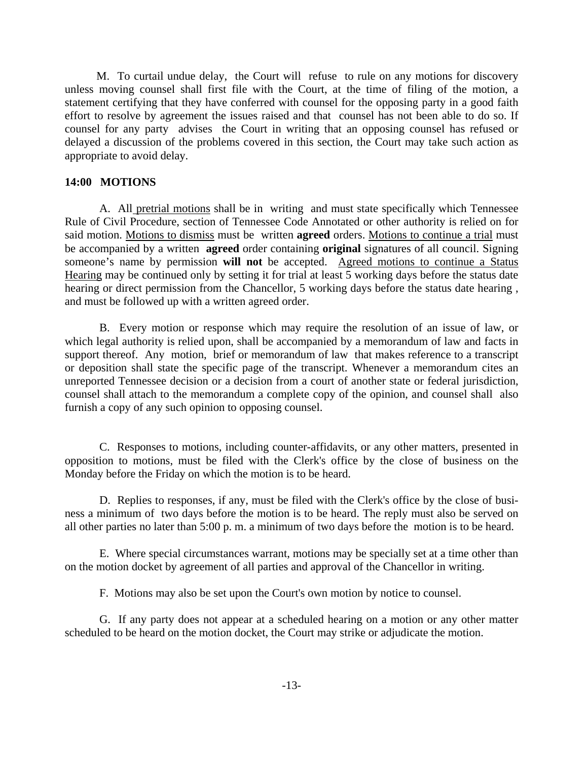M. To curtail undue delay, the Court will refuse to rule on any motions for discovery unless moving counsel shall first file with the Court, at the time of filing of the motion, a statement certifying that they have conferred with counsel for the opposing party in a good faith effort to resolve by agreement the issues raised and that counsel has not been able to do so. If counsel for any party advises the Court in writing that an opposing counsel has refused or delayed a discussion of the problems covered in this section, the Court may take such action as appropriate to avoid delay.

## 14:00 MOTIONS

A. All pretrial motions shall be in writing and must state specifically which Tennessee Rule of Civil Procedure, section of Tennessee Code Annotated or other authority is relied on for said motion. Motions to dismiss must be written **agreed** orders. Motions to continue a trial must be accompanied by a written **agreed** order containing **original** signatures of all council. Signing someone's name by permission **will not** be accepted. Agreed motions to continue a Status Hearing may be continued only by setting it for trial at least 5 working days before the status date hearing or direct permission from the Chancellor, 5 working days before the status date hearing , and must be followed up with a written agreed order.

B. Every motion or response which may require the resolution of an issue of law, or which legal authority is relied upon, shall be accompanied by a memorandum of law and facts in support thereof. Any motion, brief or memorandum of law that makes reference to a transcript or deposition shall state the specific page of the transcript. Whenever a memorandum cites an unreported Tennessee decision or a decision from a court of another state or federal jurisdiction, counsel shall attach to the memorandum a complete copy of the opinion, and counsel shall also furnish a copy of any such opinion to opposing counsel.

C. Responses to motions, including counter-affidavits, or any other matters, presented in opposition to motions, must be filed with the Clerk's office by the close of business on the Monday before the Friday on which the motion is to be heard.

D. Replies to responses, if any, must be filed with the Clerk's office by the close of business a minimum of two days before the motion is to be heard. The reply must also be served on all other parties no later than 5:00 p. m. a minimum of two days before the motion is to be heard.

E. Where special circumstances warrant, motions may be specially set at a time other than on the motion docket by agreement of all parties and approval of the Chancellor in writing.

F. Motions may also be set upon the Court's own motion by notice to counsel.

G. If any party does not appear at a scheduled hearing on a motion or any other matter scheduled to be heard on the motion docket, the Court may strike or adjudicate the motion.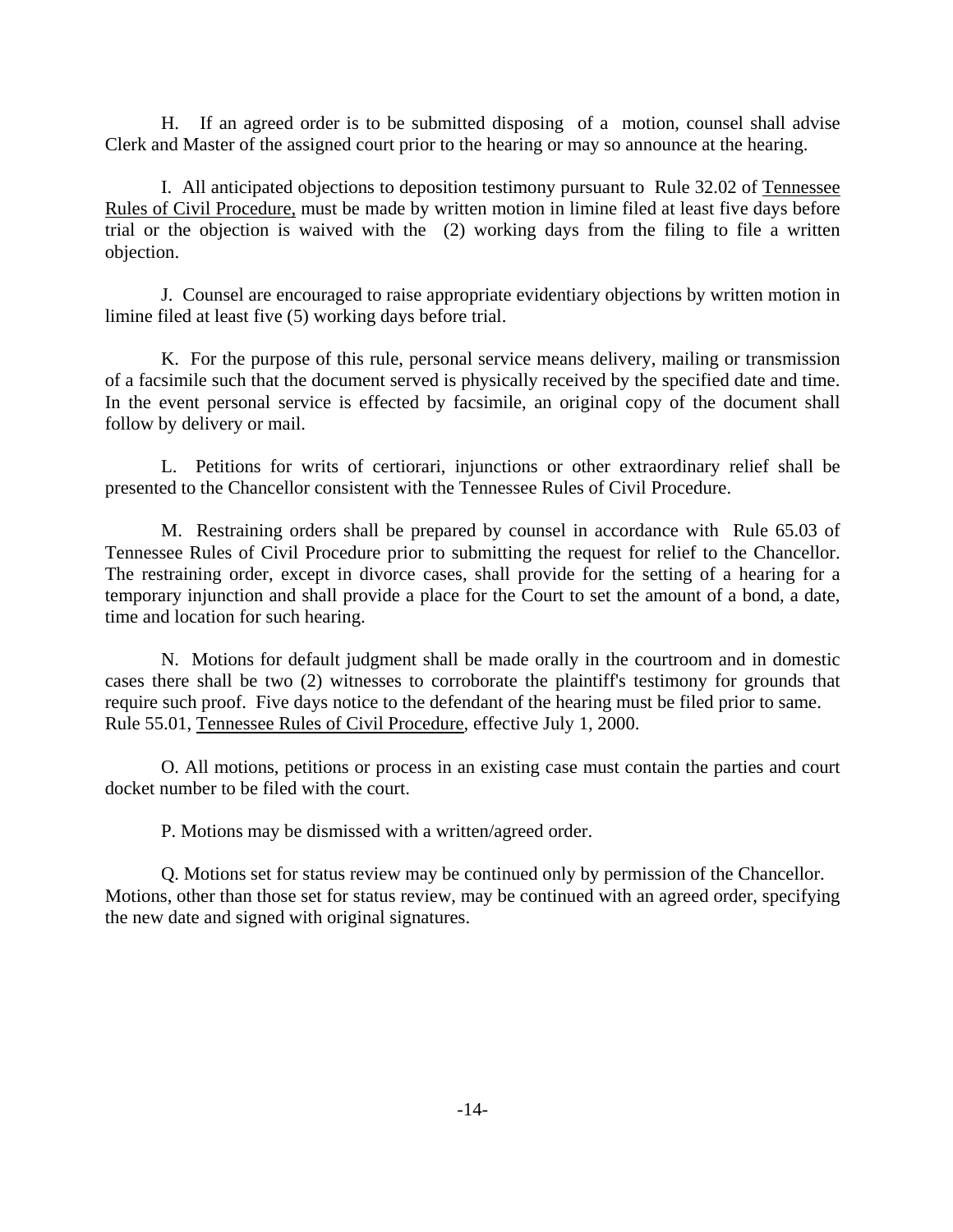H. If an agreed order is to be submitted disposing of a motion, counsel shall advise Clerk and Master of the assigned court prior to the hearing or may so announce at the hearing.

I. All anticipated objections to deposition testimony pursuant to Rule 32.02 of Tennessee Rules of Civil Procedure, must be made by written motion in limine filed at least five days before trial or the objection is waived with the (2) working days from the filing to file a written objection.

J. Counsel are encouraged to raise appropriate evidentiary objections by written motion in limine filed at least five (5) working days before trial.

K. For the purpose of this rule, personal service means delivery, mailing or transmission of a facsimile such that the document served is physically received by the specified date and time. In the event personal service is effected by facsimile, an original copy of the document shall follow by delivery or mail.

L. Petitions for writs of certiorari, injunctions or other extraordinary relief shall be presented to the Chancellor consistent with the Tennessee Rules of Civil Procedure.

M. Restraining orders shall be prepared by counsel in accordance with Rule 65.03 of Tennessee Rules of Civil Procedure prior to submitting the request for relief to the Chancellor. The restraining order, except in divorce cases, shall provide for the setting of a hearing for a temporary injunction and shall provide a place for the Court to set the amount of a bond, a date, time and location for such hearing.

N. Motions for default judgment shall be made orally in the courtroom and in domestic cases there shall be two (2) witnesses to corroborate the plaintiff's testimony for grounds that require such proof. Five days notice to the defendant of the hearing must be filed prior to same. Rule 55.01, Tennessee Rules of Civil Procedure, effective July 1, 2000.

O. All motions, petitions or process in an existing case must contain the parties and court docket number to be filed with the court.

P. Motions may be dismissed with a written/agreed order.

Q. Motions set for status review may be continued only by permission of the Chancellor. Motions, other than those set for status review, may be continued with an agreed order, specifying the new date and signed with original signatures.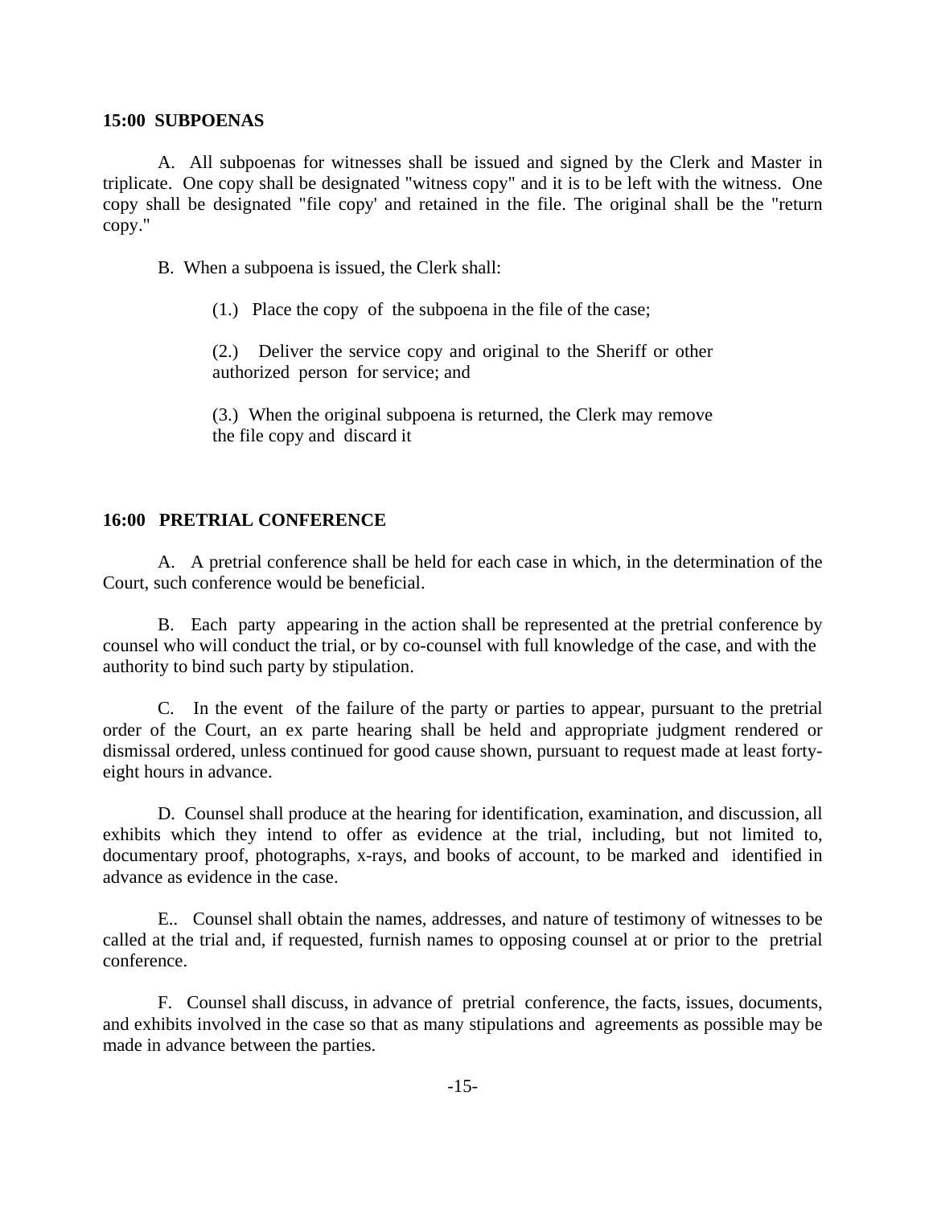**15:00 SUBPOENAS**

A. All subpoenas for witnesses shall be issued and signed by the Clerk and Master in triplicate. One copy shall be designated "witness copy" and it is to be left with the witness. One copy shall be designated "file copy' and retained in the file. The original shall be the "return copy."

B. When a subpoena is issued, the Clerk shall:

(1.) Place the copy of the subpoena in the file of the case;

(2.) Deliver the service copy and original to the Sheriff or other authorized person for service; and

(3.) When the original subpoena is returned, the Clerk may remove the file copy and discard it

**16:00 PRETRIAL CONFERENCE**

A. A pretrial conference shall be held for each case in which, in the determination of the Court, such conference would be beneficial.

B. Each party appearing in the action shall be represented at the pretrial conference by counsel who will conduct the trial, or by co-counsel with full knowledge of the case, and with the authority to bind such party by stipulation.

C. In the event of the failure of the party or parties to appear, pursuant to the pretrial order of the Court, an ex parte hearing shall be held and appropriate judgment rendered or dismissal ordered, unless continued for good cause shown, pursuant to request made at least forty-eight hours in advance.

D. Counsel shall produce at the hearing for identification, examination, and discussion, all exhibits which they intend to offer as evidence at the trial, including, but not limited to, documentary proof, photographs, x-rays, and books of account, to be marked and identified in advance as evidence in the case.

E.. Counsel shall obtain the names, addresses, and nature of testimony of witnesses to be called at the trial and, if requested, furnish names to opposing counsel at or prior to the pretrial conference.

F. Counsel shall discuss, in advance of pretrial conference, the facts, issues, documents, and exhibits involved in the case so that as many stipulations and agreements as possible may be made in advance between the parties.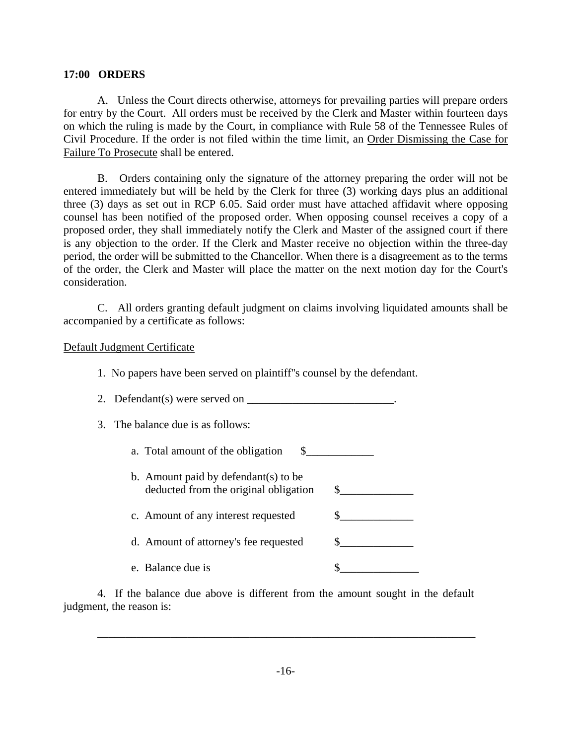**17:00 ORDERS**

A. Unless the Court directs otherwise, attorneys for prevailing parties will prepare orders for entry by the Court. All orders must be received by the Clerk and Master within fourteen days on which the ruling is made by the Court, in compliance with Rule 58 of the Tennessee Rules of Civil Procedure. If the order is not filed within the time limit, an <u>Order Dismissing the Case for Failure To Prosecute</u> shall be entered.

B. Orders containing only the signature of the attorney preparing the order will not be entered immediately but will be held by the Clerk for three (3) working days plus an additional three (3) days as set out in RCP 6.05. Said order must have attached affidavit where opposing counsel has been notified of the proposed order. When opposing counsel receives a copy of a proposed order, they shall immediately notify the Clerk and Master of the assigned court if there is any objection to the order. If the Clerk and Master receive no objection within the three-day period, the order will be submitted to the Chancellor. When there is a disagreement as to the terms of the order, the Clerk and Master will place the matter on the next motion day for the Court's consideration.

C. All orders granting default judgment on claims involving liquidated amounts shall be accompanied by a certificate as follows:

<u>Default Judgment Certificate</u>

1. No papers have been served on plaintiff"s counsel by the defendant.

2. Defendant(s) were served on __________________________.

3. The balance due is as follows:

   a. Total amount of the obligation $____________

   b. Amount paid by defendant(s) to be deducted from the original obligation $_____________

   c. Amount of any interest requested $_____________

   d. Amount of attorney's fee requested $_____________

   e. Balance due is $______________

4. If the balance due above is different from the amount sought in the default judgment, the reason is:

______________________________________________________________________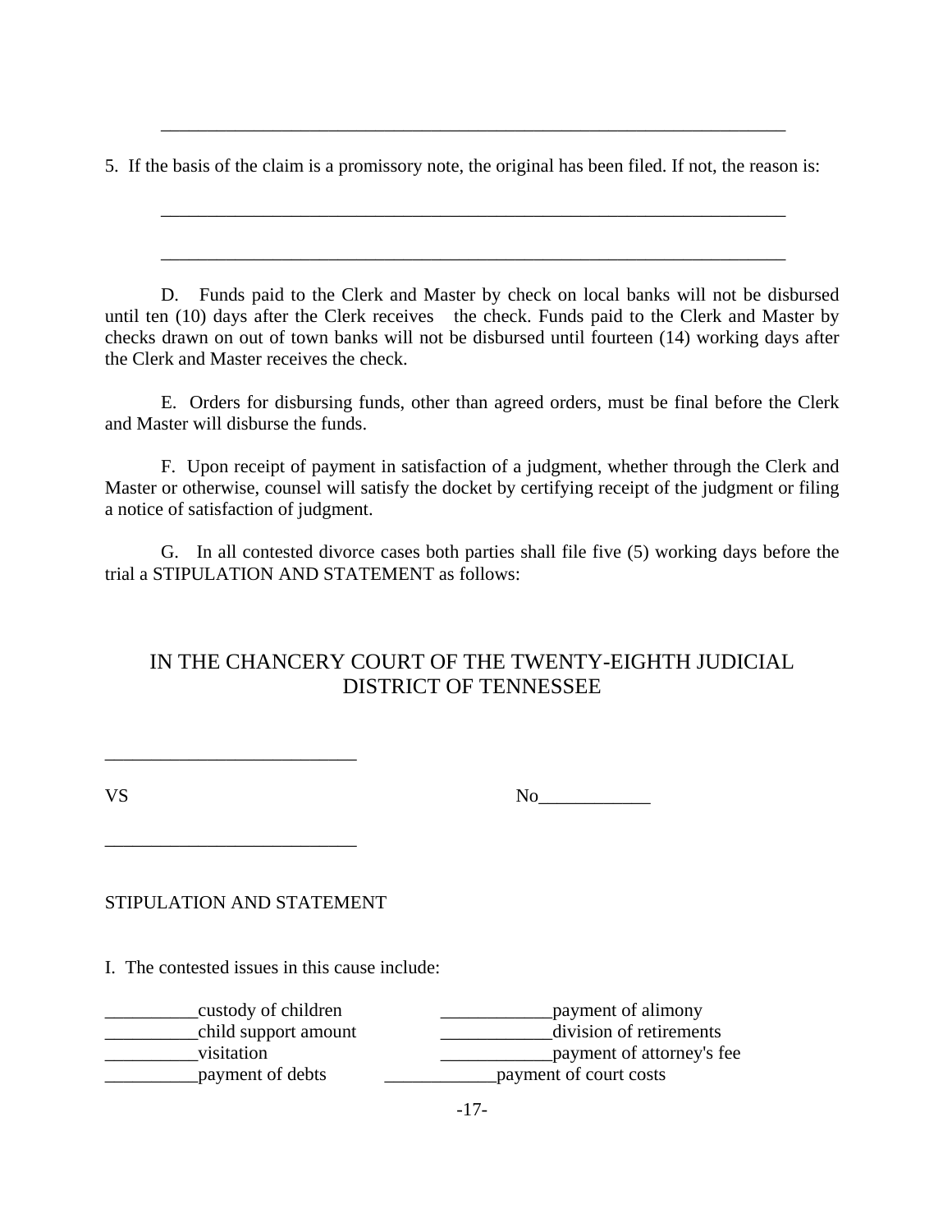\_\_\_\_\_\_\_\_\_\_\_\_\_\_\_\_\_\_\_\_\_\_\_\_\_\_\_\_\_\_\_\_\_\_\_\_\_\_\_\_\_\_\_\_\_\_\_\_\_\_\_\_\_\_\_\_\_\_\_\_\_\_\_\_\_\_\_\_

5. If the basis of the claim is a promissory note, the original has been filed. If not, the reason is:

\_\_\_\_\_\_\_\_\_\_\_\_\_\_\_\_\_\_\_\_\_\_\_\_\_\_\_\_\_\_\_\_\_\_\_\_\_\_\_\_\_\_\_\_\_\_\_\_\_\_\_\_\_\_\_\_\_\_\_\_\_\_\_\_\_\_\_\_

\_\_\_\_\_\_\_\_\_\_\_\_\_\_\_\_\_\_\_\_\_\_\_\_\_\_\_\_\_\_\_\_\_\_\_\_\_\_\_\_\_\_\_\_\_\_\_\_\_\_\_\_\_\_\_\_\_\_\_\_\_\_\_\_\_\_\_\_

D. Funds paid to the Clerk and Master by check on local banks will not be disbursed until ten (10) days after the Clerk receives the check. Funds paid to the Clerk and Master by checks drawn on out of town banks will not be disbursed until fourteen (14) working days after the Clerk and Master receives the check.

E. Orders for disbursing funds, other than agreed orders, must be final before the Clerk and Master will disburse the funds.

F. Upon receipt of payment in satisfaction of a judgment, whether through the Clerk and Master or otherwise, counsel will satisfy the docket by certifying receipt of the judgment or filing a notice of satisfaction of judgment.

G. In all contested divorce cases both parties shall file five (5) working days before the trial a STIPULATION AND STATEMENT as follows:

IN THE CHANCERY COURT OF THE TWENTY-EIGHTH JUDICIAL DISTRICT OF TENNESSEE

\_\_\_\_\_\_\_\_\_\_\_\_\_\_\_\_\_\_\_\_\_\_\_\_\_\_\_

VS No\_\_\_\_\_\_\_\_\_\_\_\_

\_\_\_\_\_\_\_\_\_\_\_\_\_\_\_\_\_\_\_\_\_\_\_\_\_\_\_

STIPULATION AND STATEMENT

I. The contested issues in this cause include:

\_\_\_\_\_\_\_\_\_\_custody of children \_\_\_\_\_\_\_\_\_\_\_\_payment of alimony
\_\_\_\_\_\_\_\_\_\_child support amount \_\_\_\_\_\_\_\_\_\_\_\_division of retirements
\_\_\_\_\_\_\_\_\_\_visitation \_\_\_\_\_\_\_\_\_\_\_\_payment of attorney's fee
\_\_\_\_\_\_\_\_\_\_payment of debts \_\_\_\_\_\_\_\_\_\_\_\_payment of court costs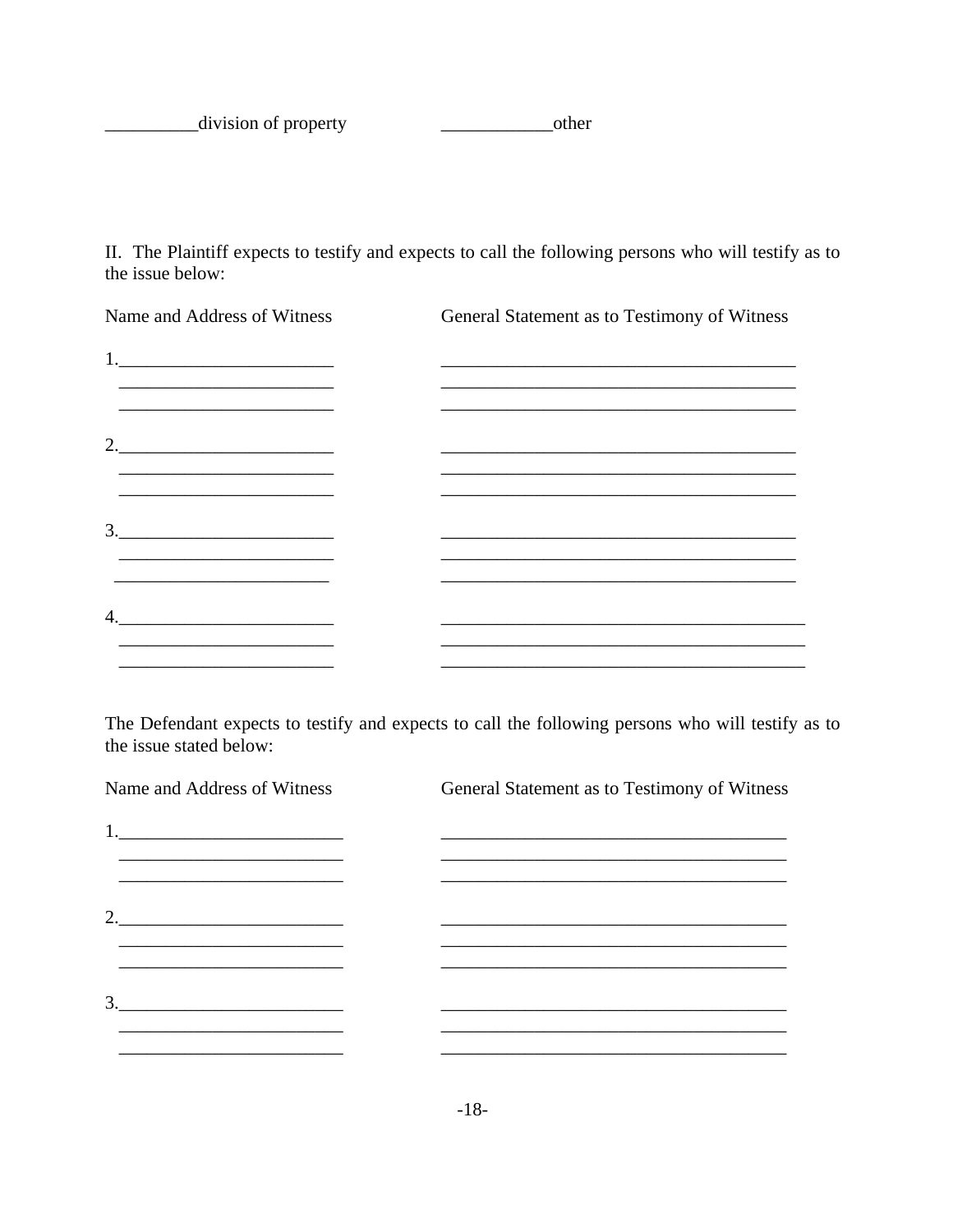__________division of property ____________other

II. The Plaintiff expects to testify and expects to call the following persons who will testify as to the issue below:

| Name and Address of Witness | General Statement as to Testimony of Witness |
| --- | --- |
| 1.________________________ | ________________________________________ |
| ________________________ | ________________________________________ |
| ________________________ | ________________________________________ |
| 2.________________________ | ________________________________________ |
| ________________________ | ________________________________________ |
| ________________________ | ________________________________________ |
| 3.________________________ | ________________________________________ |
| ________________________ | ________________________________________ |
| ________________________ | ________________________________________ |
| 4.________________________ | ________________________________________ |
| ________________________ | ________________________________________ |
| ________________________ | ________________________________________ |

The Defendant expects to testify and expects to call the following persons who will testify as to the issue stated below:

| Name and Address of Witness | General Statement as to Testimony of Witness |
| --- | --- |
| 1.________________________ | ______________________________________ |
| ________________________ | ______________________________________ |
| ________________________ | ______________________________________ |
| 2.________________________ | ______________________________________ |
| ________________________ | ______________________________________ |
| ________________________ | ______________________________________ |
| 3.________________________ | ______________________________________ |
| ________________________ | ______________________________________ |
| ________________________ | ______________________________________ |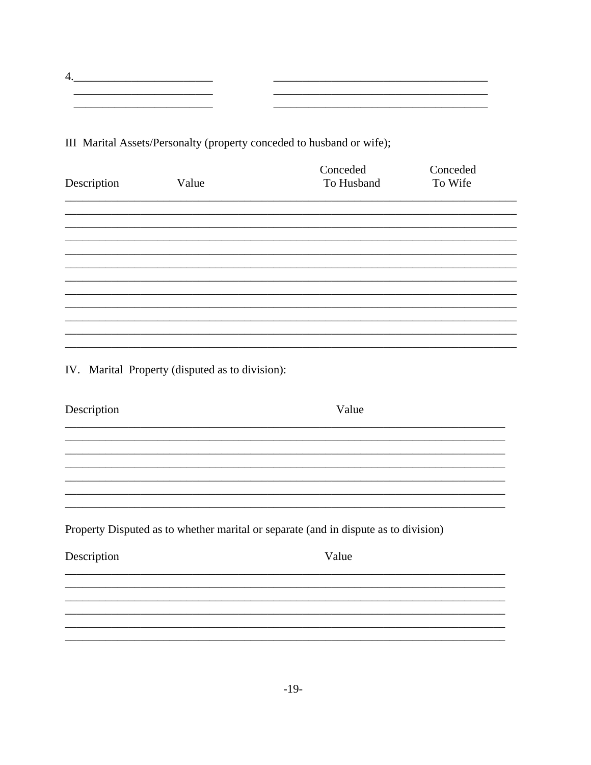4.________________________ ____________________________________

________________________ ____________________________________

________________________ ____________________________________

III Marital Assets/Personalty (property conceded to husband or wife);

| Description | Value | Conceded To Husband | Conceded To Wife |
|---|---|---|---|
| | | | |
| | | | |
| | | | |
| | | | |
| | | | |
| | | | |
| | | | |
| | | | |
| | | | |
| | | | |
| | | | |
| | | | |

IV. Marital Property (disputed as to division):

| Description | Value |
|---|---|
| | |
| | |
| | |
| | |
| | |
| | |
| | |

Property Disputed as to whether marital or separate (and in dispute as to division)

| Description | Value |
|---|---|
| | |
| | |
| | |
| | |
| | |
| | |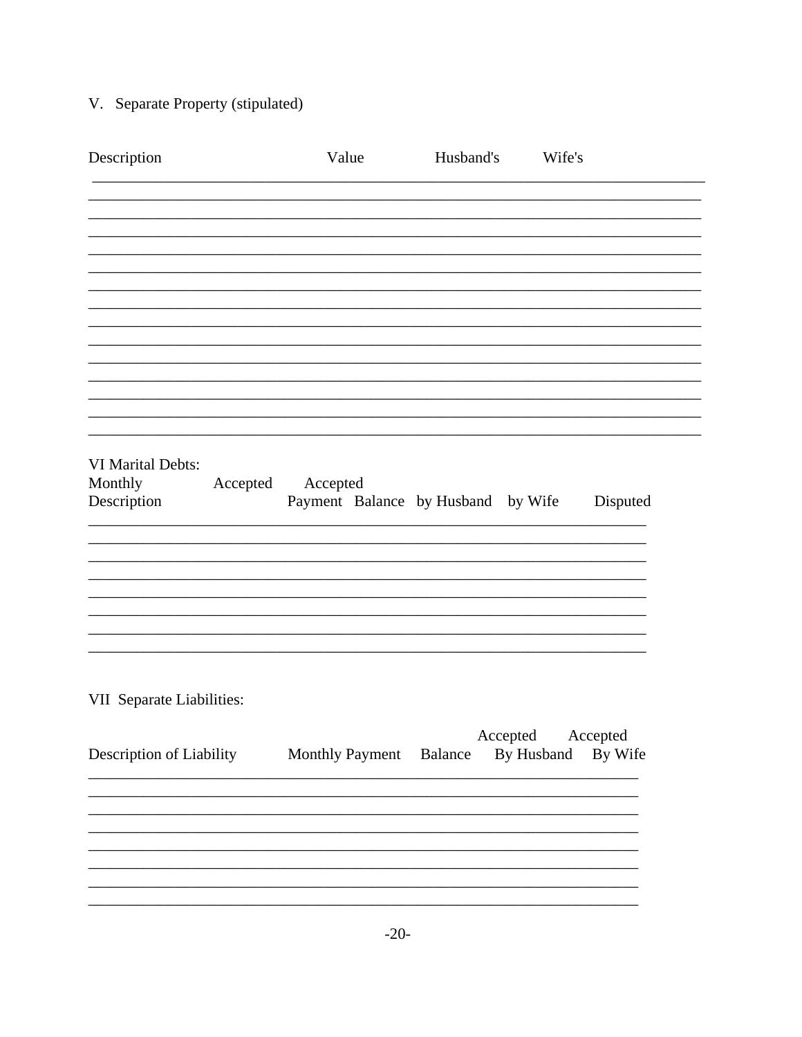## V. Separate Property (stipulated)

| Description | Value | Husband's | Wife's |
|---|---|---|---|
| | | | |
| | | | |
| | | | |
| | | | |
| | | | |
| | | | |
| | | | |
| | | | |
| | | | |
| | | | |
| | | | |
| | | | |
| | | | |
| | | | |

## VI Marital Debts:

| Description | Monthly Payment | Balance | Accepted by Husband | Accepted by Wife | Disputed |
|---|---|---|---|---|---|
| | | | | | |
| | | | | | |
| | | | | | |
| | | | | | |
| | | | | | |
| | | | | | |
| | | | | | |
| | | | | | |

## VII Separate Liabilities:

| Description of Liability | Monthly Payment | Balance | Accepted By Husband | Accepted By Wife |
|---|---|---|---|---|
| | | | | |
| | | | | |
| | | | | |
| | | | | |
| | | | | |
| | | | | |
| | | | | |
| | | | | |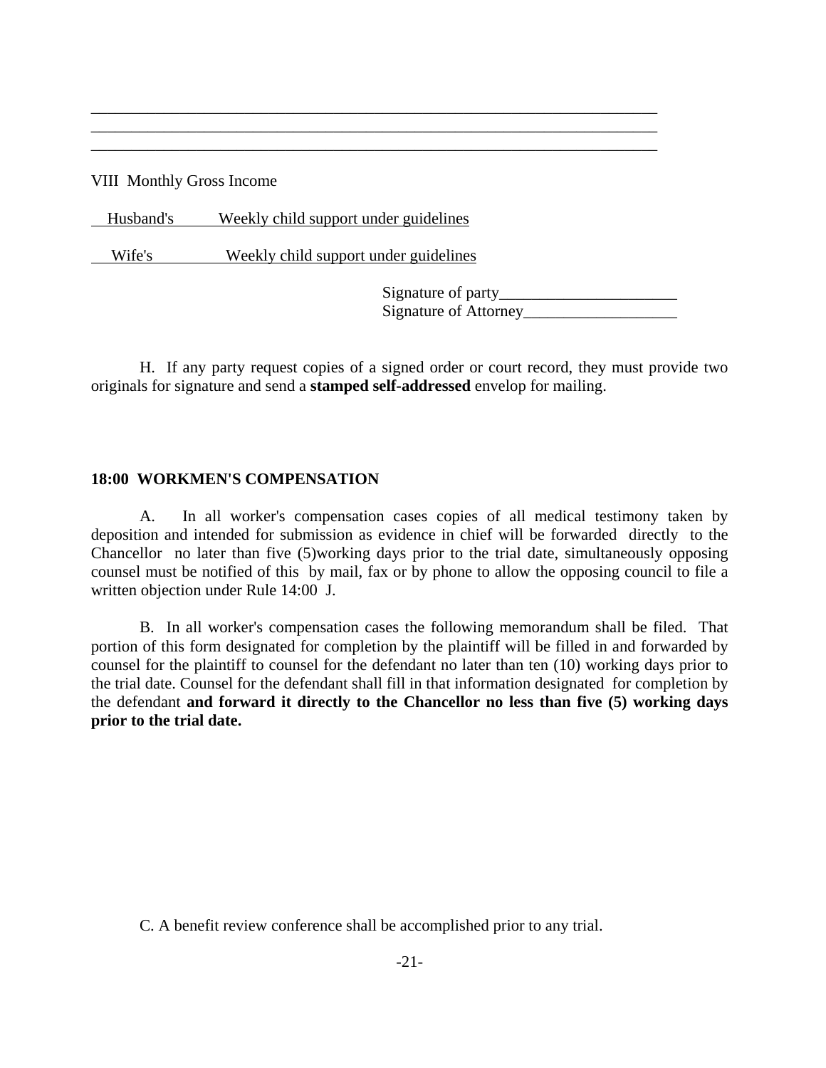\_\_\_\_\_\_\_\_\_\_\_\_\_\_\_\_\_\_\_\_\_\_\_\_\_\_\_\_\_\_\_\_\_\_\_\_\_\_\_\_\_\_\_\_\_\_\_\_\_\_\_\_\_\_\_\_\_\_\_\_\_\_\_\_\_\_\_\_\_\_
\_\_\_\_\_\_\_\_\_\_\_\_\_\_\_\_\_\_\_\_\_\_\_\_\_\_\_\_\_\_\_\_\_\_\_\_\_\_\_\_\_\_\_\_\_\_\_\_\_\_\_\_\_\_\_\_\_\_\_\_\_\_\_\_\_\_\_\_\_\_
\_\_\_\_\_\_\_\_\_\_\_\_\_\_\_\_\_\_\_\_\_\_\_\_\_\_\_\_\_\_\_\_\_\_\_\_\_\_\_\_\_\_\_\_\_\_\_\_\_\_\_\_\_\_\_\_\_\_\_\_\_\_\_\_\_\_\_\_\_\_

VIII Monthly Gross Income

Husband's \_\_\_\_\_ Weekly child support under guidelines

Wife's \_\_\_\_\_ Weekly child support under guidelines

Signature of party\_\_\_\_\_\_\_\_\_\_\_\_\_\_\_\_\_\_\_\_\_\_
Signature of Attorney\_\_\_\_\_\_\_\_\_\_\_\_\_\_\_\_\_\_\_

H. If any party request copies of a signed order or court record, they must provide two originals for signature and send a **stamped self-addressed** envelop for mailing.

## 18:00 WORKMEN'S COMPENSATION

A. In all worker's compensation cases copies of all medical testimony taken by deposition and intended for submission as evidence in chief will be forwarded directly to the Chancellor no later than five (5)working days prior to the trial date, simultaneously opposing counsel must be notified of this by mail, fax or by phone to allow the opposing council to file a written objection under Rule 14:00 J.

B. In all worker's compensation cases the following memorandum shall be filed. That portion of this form designated for completion by the plaintiff will be filled in and forwarded by counsel for the plaintiff to counsel for the defendant no later than ten (10) working days prior to the trial date. Counsel for the defendant shall fill in that information designated for completion by the defendant **and forward it directly to the Chancellor no less than five (5) working days prior to the trial date.**

C. A benefit review conference shall be accomplished prior to any trial.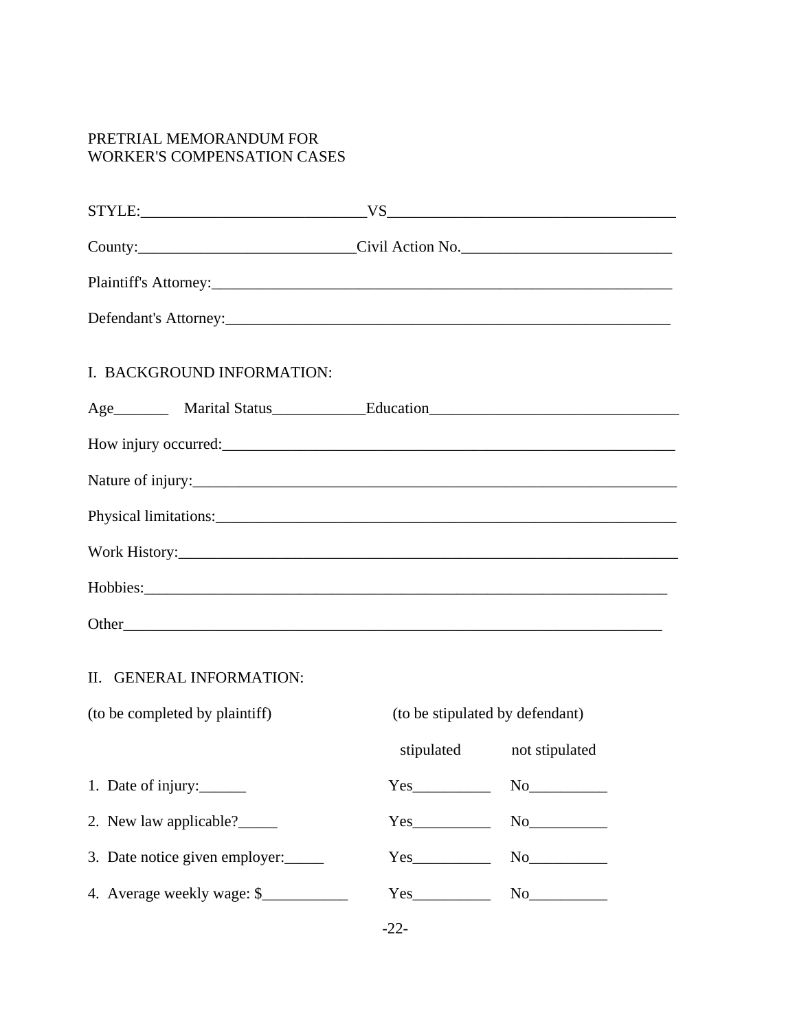PRETRIAL MEMORANDUM FOR
WORKER'S COMPENSATION CASES

STYLE:_____________________________VS____________________________________

County:____________________________Civil Action No.___________________________

Plaintiff's Attorney:_____________________________________________________________

Defendant's Attorney:___________________________________________________________

I. BACKGROUND INFORMATION:

Age_______ Marital Status____________Education________________________________

How injury occurred:_____________________________________________________________

Nature of injury:_________________________________________________________________

Physical limitations:_____________________________________________________________

Work History:___________________________________________________________________

Hobbies:_______________________________________________________________________

Other__________________________________________________________________________

II. GENERAL INFORMATION:

| (to be completed by plaintiff) | (to be stipulated by defendant) | |
|---|---|---|
| | stipulated | not stipulated |
| 1. Date of injury:______ | Yes__________ | No__________ |
| 2. New law applicable?_____ | Yes__________ | No__________ |
| 3. Date notice given employer:_____ | Yes__________ | No__________ |
| 4. Average weekly wage: $___________ | Yes__________ | No__________ |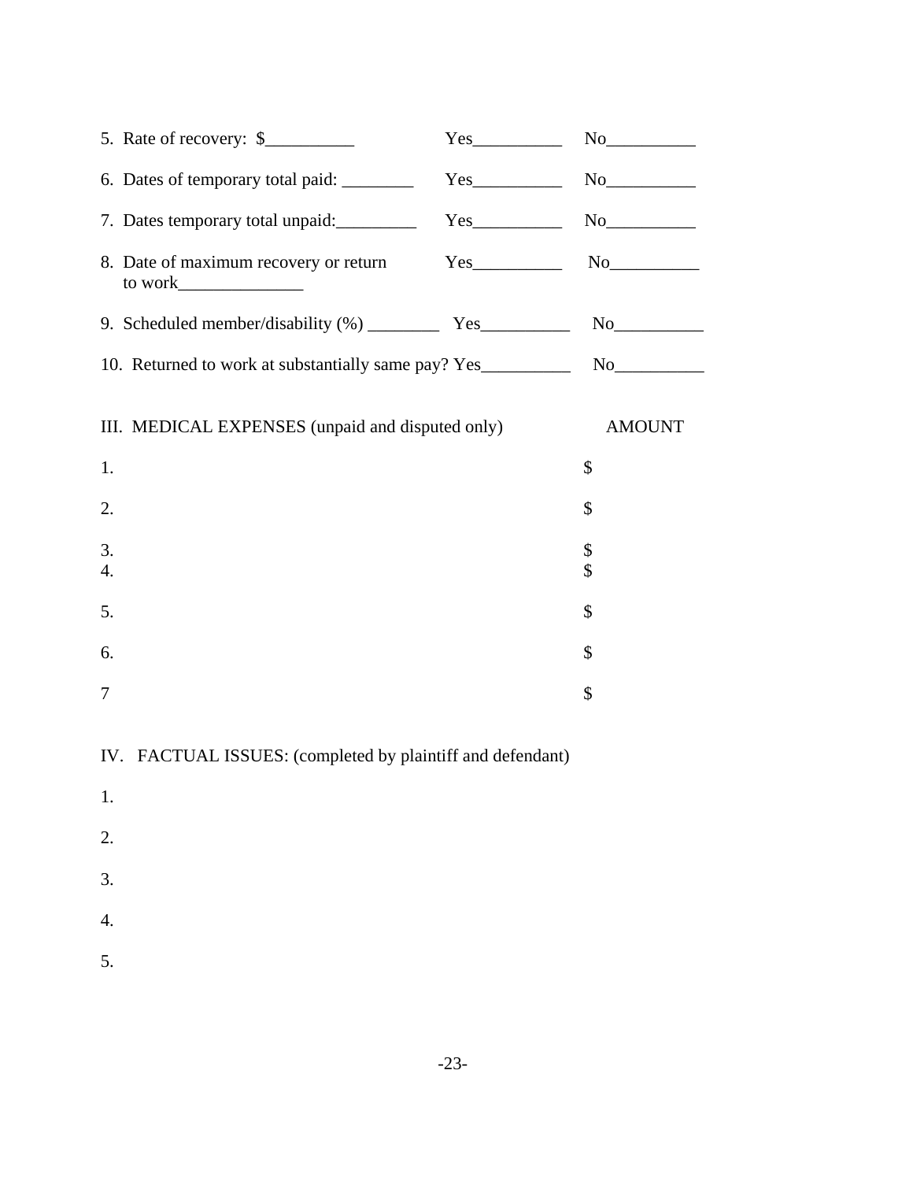5. Rate of recovery: $__________ Yes__________ No__________

6. Dates of temporary total paid: ________ Yes__________ No__________

7. Dates temporary total unpaid:_________ Yes__________ No__________

8. Date of maximum recovery or return to work______________ Yes__________ No__________

9. Scheduled member/disability (%) ________ Yes__________ No__________

10. Returned to work at substantially same pay? Yes__________ No__________

| III. MEDICAL EXPENSES (unpaid and disputed only) | AMOUNT |
|---|---|
| 1. | $ |
| 2. | $ |
| 3. | $ |
| 4. | $ |
| 5. | $ |
| 6. | $ |
| 7 | $ |

IV. FACTUAL ISSUES: (completed by plaintiff and defendant)

1.

2.

3.

4.

5.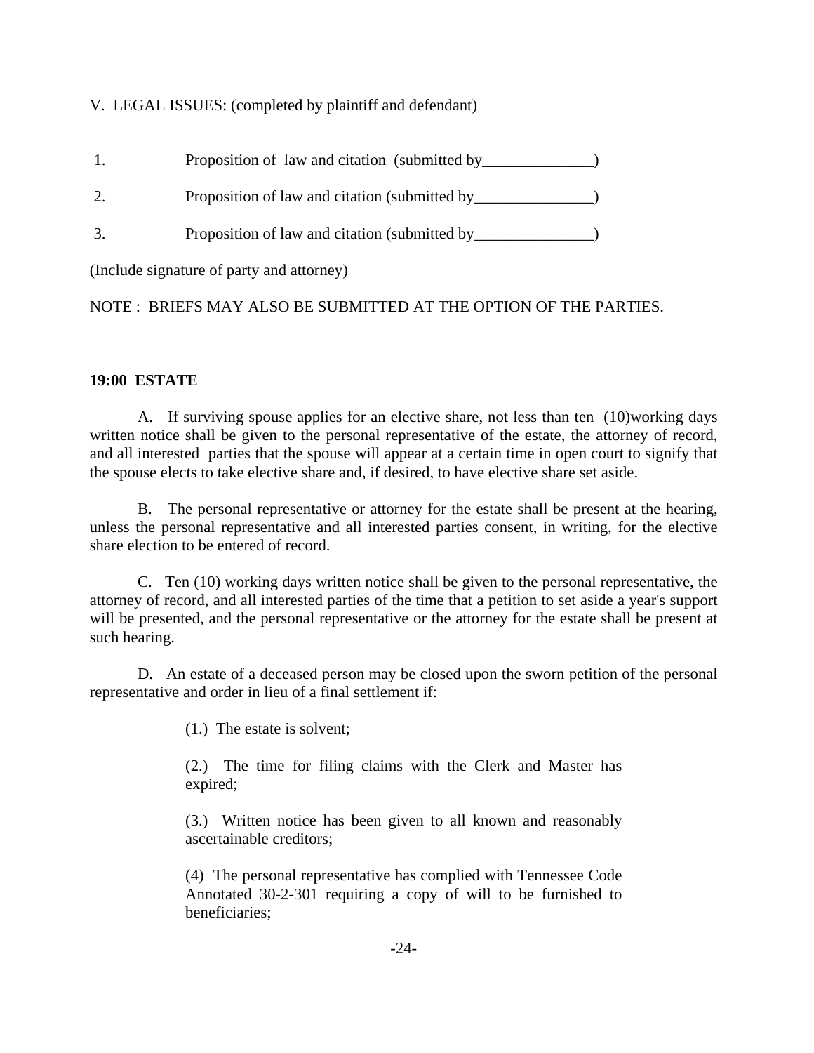V. LEGAL ISSUES: (completed by plaintiff and defendant)

1. Proposition of law and citation (submitted by______________)

2. Proposition of law and citation (submitted by_______________)

3. Proposition of law and citation (submitted by_______________)

(Include signature of party and attorney)

NOTE : BRIEFS MAY ALSO BE SUBMITTED AT THE OPTION OF THE PARTIES.

**19:00 ESTATE**

A. If surviving spouse applies for an elective share, not less than ten (10)working days written notice shall be given to the personal representative of the estate, the attorney of record, and all interested parties that the spouse will appear at a certain time in open court to signify that the spouse elects to take elective share and, if desired, to have elective share set aside.

B. The personal representative or attorney for the estate shall be present at the hearing, unless the personal representative and all interested parties consent, in writing, for the elective share election to be entered of record.

C. Ten (10) working days written notice shall be given to the personal representative, the attorney of record, and all interested parties of the time that a petition to set aside a year's support will be presented, and the personal representative or the attorney for the estate shall be present at such hearing.

D. An estate of a deceased person may be closed upon the sworn petition of the personal representative and order in lieu of a final settlement if:

> (1.) The estate is solvent;
>
> (2.) The time for filing claims with the Clerk and Master has expired;
>
> (3.) Written notice has been given to all known and reasonably ascertainable creditors;
>
> (4) The personal representative has complied with Tennessee Code Annotated 30-2-301 requiring a copy of will to be furnished to beneficiaries;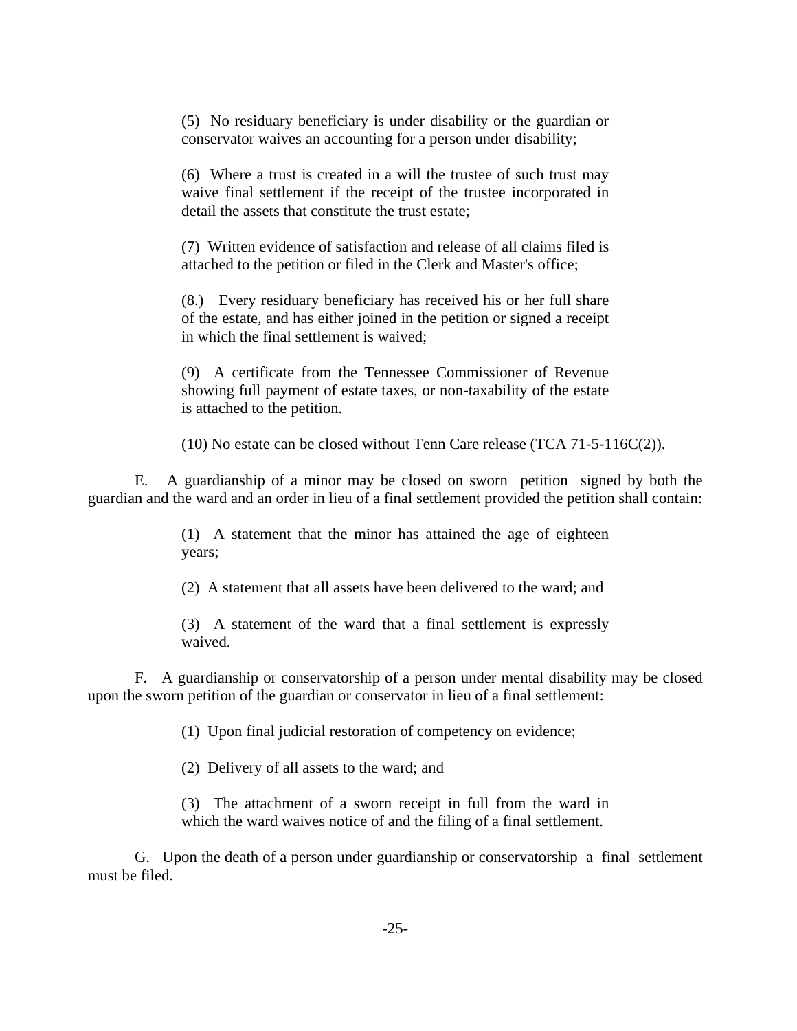(5) No residuary beneficiary is under disability or the guardian or conservator waives an accounting for a person under disability;

(6) Where a trust is created in a will the trustee of such trust may waive final settlement if the receipt of the trustee incorporated in detail the assets that constitute the trust estate;

(7) Written evidence of satisfaction and release of all claims filed is attached to the petition or filed in the Clerk and Master's office;

(8.) Every residuary beneficiary has received his or her full share of the estate, and has either joined in the petition or signed a receipt in which the final settlement is waived;

(9) A certificate from the Tennessee Commissioner of Revenue showing full payment of estate taxes, or non-taxability of the estate is attached to the petition.

(10) No estate can be closed without Tenn Care release (TCA 71-5-116C(2)).

E. A guardianship of a minor may be closed on sworn petition signed by both the guardian and the ward and an order in lieu of a final settlement provided the petition shall contain:

(1) A statement that the minor has attained the age of eighteen years;

(2) A statement that all assets have been delivered to the ward; and

(3) A statement of the ward that a final settlement is expressly waived.

F. A guardianship or conservatorship of a person under mental disability may be closed upon the sworn petition of the guardian or conservator in lieu of a final settlement:

(1) Upon final judicial restoration of competency on evidence;

(2) Delivery of all assets to the ward; and

(3) The attachment of a sworn receipt in full from the ward in which the ward waives notice of and the filing of a final settlement.

G. Upon the death of a person under guardianship or conservatorship a final settlement must be filed.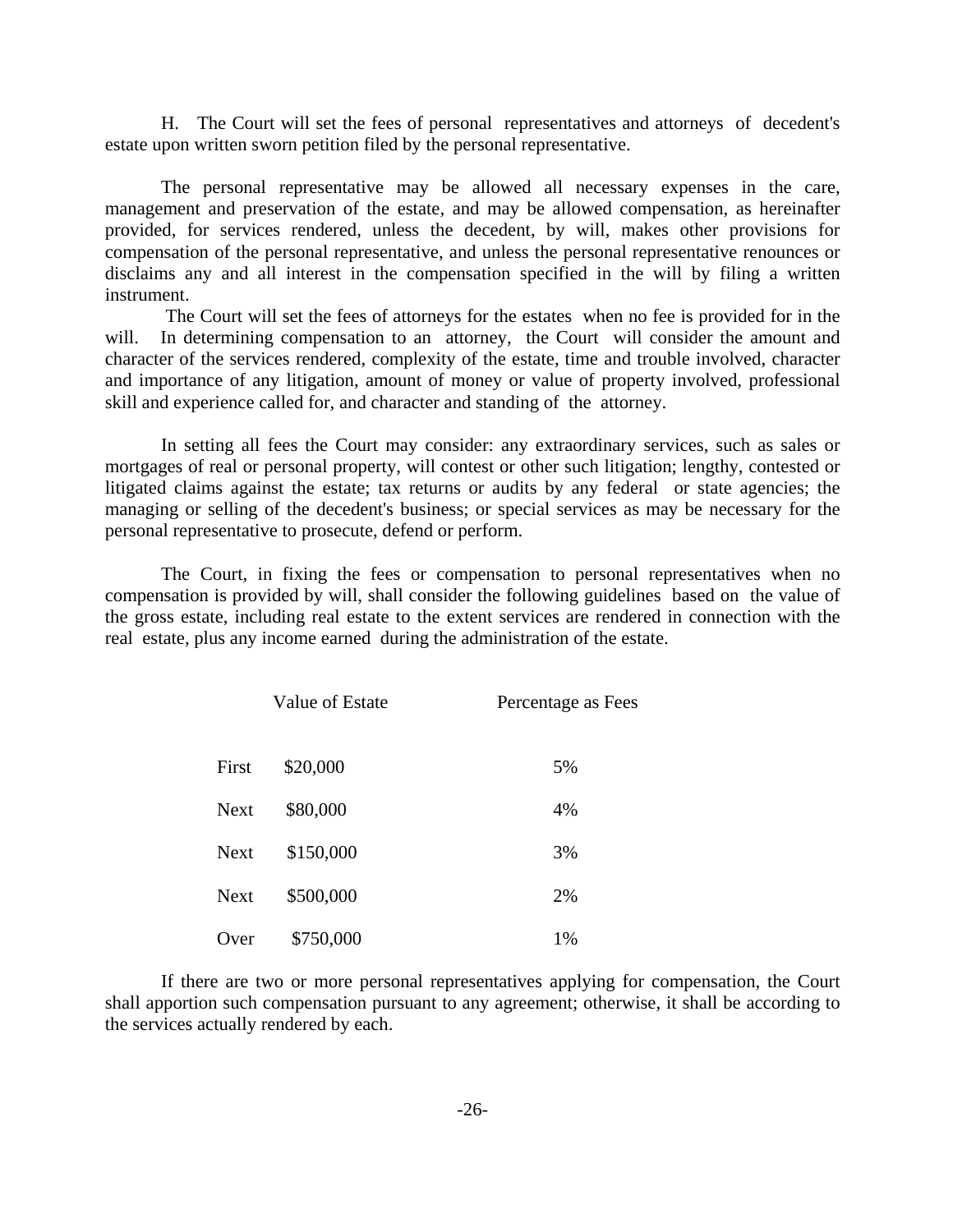H. The Court will set the fees of personal representatives and attorneys of decedent's estate upon written sworn petition filed by the personal representative.

The personal representative may be allowed all necessary expenses in the care, management and preservation of the estate, and may be allowed compensation, as hereinafter provided, for services rendered, unless the decedent, by will, makes other provisions for compensation of the personal representative, and unless the personal representative renounces or disclaims any and all interest in the compensation specified in the will by filing a written instrument.

The Court will set the fees of attorneys for the estates when no fee is provided for in the will. In determining compensation to an attorney, the Court will consider the amount and character of the services rendered, complexity of the estate, time and trouble involved, character and importance of any litigation, amount of money or value of property involved, professional skill and experience called for, and character and standing of the attorney.

In setting all fees the Court may consider: any extraordinary services, such as sales or mortgages of real or personal property, will contest or other such litigation; lengthy, contested or litigated claims against the estate; tax returns or audits by any federal or state agencies; the managing or selling of the decedent's business; or special services as may be necessary for the personal representative to prosecute, defend or perform.

The Court, in fixing the fees or compensation to personal representatives when no compensation is provided by will, shall consider the following guidelines based on the value of the gross estate, including real estate to the extent services are rendered in connection with the real estate, plus any income earned during the administration of the estate.

| Value of Estate | | Percentage as Fees |
|---|---|---|
| First | \$20,000 | 5% |
| Next | \$80,000 | 4% |
| Next | \$150,000 | 3% |
| Next | \$500,000 | 2% |
| Over | \$750,000 | 1% |

If there are two or more personal representatives applying for compensation, the Court shall apportion such compensation pursuant to any agreement; otherwise, it shall be according to the services actually rendered by each.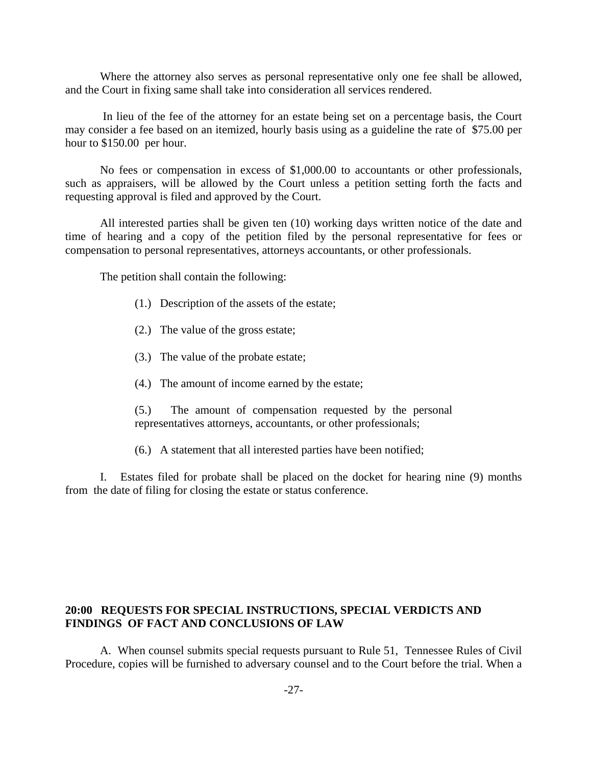Where the attorney also serves as personal representative only one fee shall be allowed, and the Court in fixing same shall take into consideration all services rendered.

In lieu of the fee of the attorney for an estate being set on a percentage basis, the Court may consider a fee based on an itemized, hourly basis using as a guideline the rate of $75.00 per hour to $150.00 per hour.

No fees or compensation in excess of $1,000.00 to accountants or other professionals, such as appraisers, will be allowed by the Court unless a petition setting forth the facts and requesting approval is filed and approved by the Court.

All interested parties shall be given ten (10) working days written notice of the date and time of hearing and a copy of the petition filed by the personal representative for fees or compensation to personal representatives, attorneys accountants, or other professionals.

The petition shall contain the following:

(1.) Description of the assets of the estate;

(2.) The value of the gross estate;

(3.) The value of the probate estate;

(4.) The amount of income earned by the estate;

(5.) The amount of compensation requested by the personal representatives attorneys, accountants, or other professionals;

(6.) A statement that all interested parties have been notified;

I. Estates filed for probate shall be placed on the docket for hearing nine (9) months from the date of filing for closing the estate or status conference.

**20:00 REQUESTS FOR SPECIAL INSTRUCTIONS, SPECIAL VERDICTS AND FINDINGS OF FACT AND CONCLUSIONS OF LAW**

A. When counsel submits special requests pursuant to Rule 51, Tennessee Rules of Civil Procedure, copies will be furnished to adversary counsel and to the Court before the trial. When a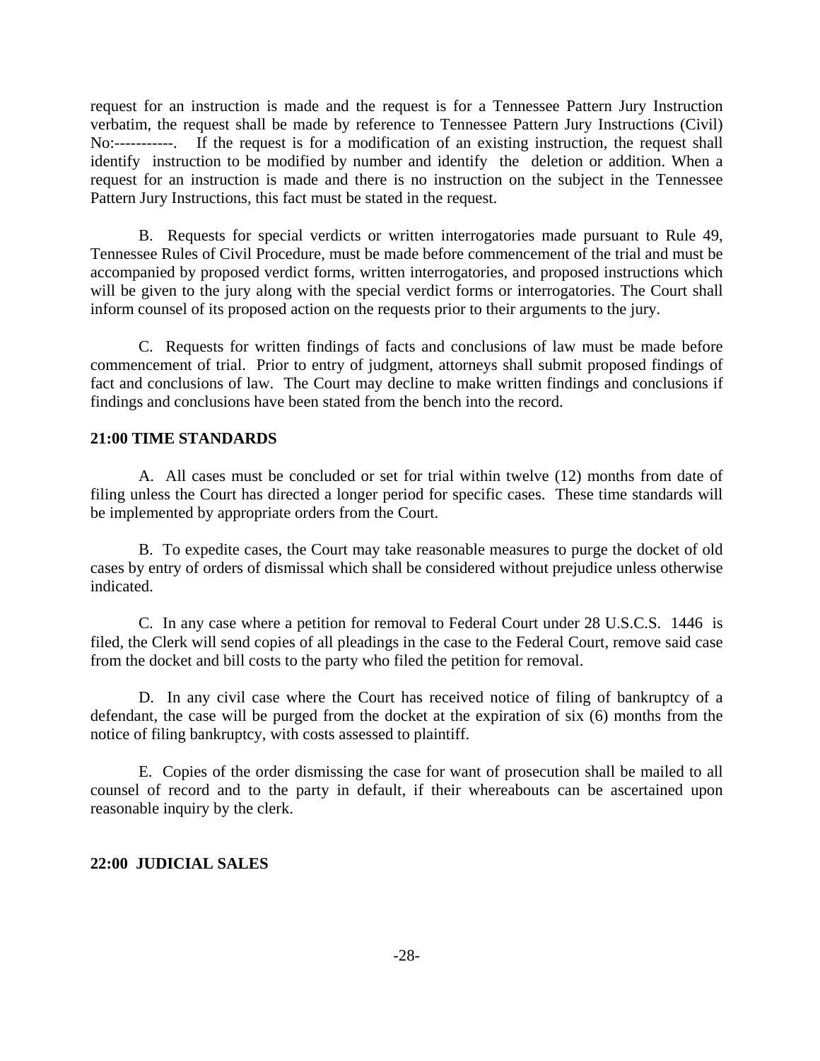request for an instruction is made and the request is for a Tennessee Pattern Jury Instruction verbatim, the request shall be made by reference to Tennessee Pattern Jury Instructions (Civil) No:-----------. If the request is for a modification of an existing instruction, the request shall identify instruction to be modified by number and identify the deletion or addition. When a request for an instruction is made and there is no instruction on the subject in the Tennessee Pattern Jury Instructions, this fact must be stated in the request.

B. Requests for special verdicts or written interrogatories made pursuant to Rule 49, Tennessee Rules of Civil Procedure, must be made before commencement of the trial and must be accompanied by proposed verdict forms, written interrogatories, and proposed instructions which will be given to the jury along with the special verdict forms or interrogatories. The Court shall inform counsel of its proposed action on the requests prior to their arguments to the jury.

C. Requests for written findings of facts and conclusions of law must be made before commencement of trial. Prior to entry of judgment, attorneys shall submit proposed findings of fact and conclusions of law. The Court may decline to make written findings and conclusions if findings and conclusions have been stated from the bench into the record.

**21:00 TIME STANDARDS**

A. All cases must be concluded or set for trial within twelve (12) months from date of filing unless the Court has directed a longer period for specific cases. These time standards will be implemented by appropriate orders from the Court.

B. To expedite cases, the Court may take reasonable measures to purge the docket of old cases by entry of orders of dismissal which shall be considered without prejudice unless otherwise indicated.

C. In any case where a petition for removal to Federal Court under 28 U.S.C.S. 1446 is filed, the Clerk will send copies of all pleadings in the case to the Federal Court, remove said case from the docket and bill costs to the party who filed the petition for removal.

D. In any civil case where the Court has received notice of filing of bankruptcy of a defendant, the case will be purged from the docket at the expiration of six (6) months from the notice of filing bankruptcy, with costs assessed to plaintiff.

E. Copies of the order dismissing the case for want of prosecution shall be mailed to all counsel of record and to the party in default, if their whereabouts can be ascertained upon reasonable inquiry by the clerk.

**22:00 JUDICIAL SALES**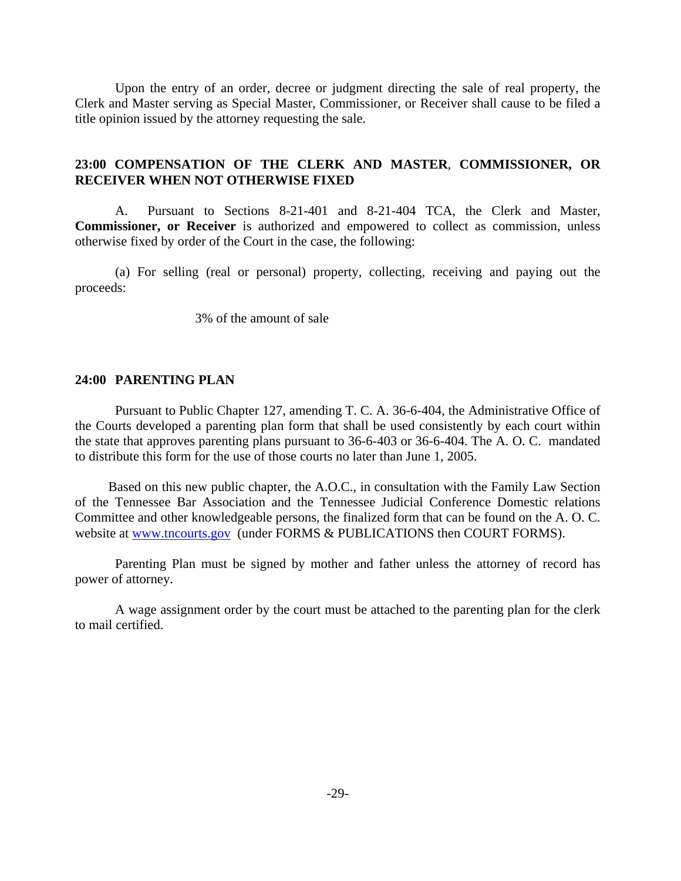Upon the entry of an order, decree or judgment directing the sale of real property, the Clerk and Master serving as Special Master, Commissioner, or Receiver shall cause to be filed a title opinion issued by the attorney requesting the sale.

## 23:00 COMPENSATION OF THE CLERK AND MASTER, COMMISSIONER, OR RECEIVER WHEN NOT OTHERWISE FIXED

A. Pursuant to Sections 8-21-401 and 8-21-404 TCA, the Clerk and Master, **Commissioner, or Receiver** is authorized and empowered to collect as commission, unless otherwise fixed by order of the Court in the case, the following:

(a) For selling (real or personal) property, collecting, receiving and paying out the proceeds:

3% of the amount of sale

## 24:00 PARENTING PLAN

Pursuant to Public Chapter 127, amending T. C. A. 36-6-404, the Administrative Office of the Courts developed a parenting plan form that shall be used consistently by each court within the state that approves parenting plans pursuant to 36-6-403 or 36-6-404. The A. O. C. mandated to distribute this form for the use of those courts no later than June 1, 2005.

Based on this new public chapter, the A.O.C., in consultation with the Family Law Section of the Tennessee Bar Association and the Tennessee Judicial Conference Domestic relations Committee and other knowledgeable persons, the finalized form that can be found on the A. O. C. website at www.tncourts.gov (under FORMS & PUBLICATIONS then COURT FORMS).

Parenting Plan must be signed by mother and father unless the attorney of record has power of attorney.

A wage assignment order by the court must be attached to the parenting plan for the clerk to mail certified.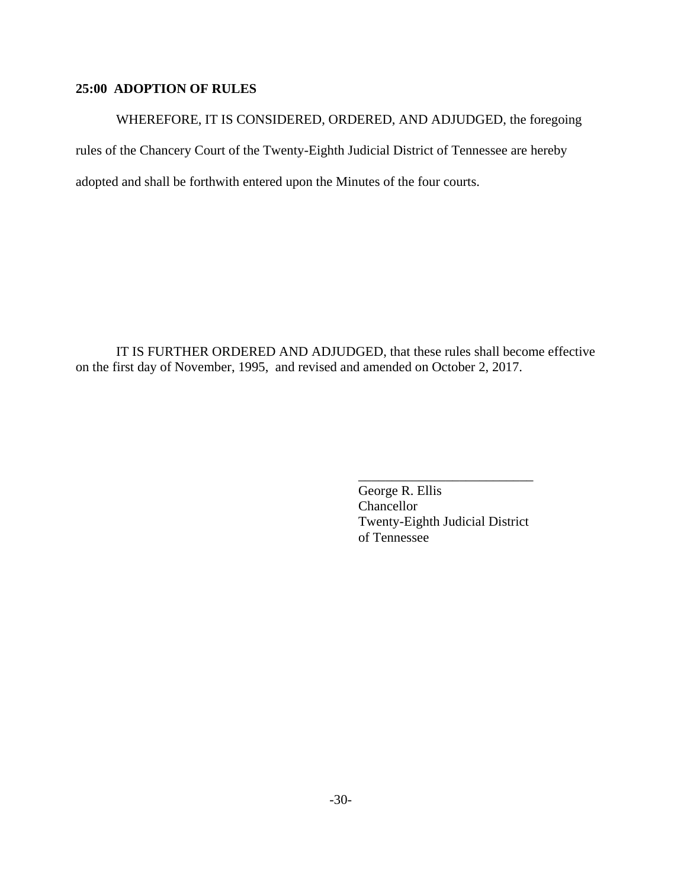## 25:00 ADOPTION OF RULES

WHEREFORE, IT IS CONSIDERED, ORDERED, AND ADJUDGED, the foregoing rules of the Chancery Court of the Twenty-Eighth Judicial District of Tennessee are hereby adopted and shall be forthwith entered upon the Minutes of the four courts.

IT IS FURTHER ORDERED AND ADJUDGED, that these rules shall become effective on the first day of November, 1995, and revised and amended on October 2, 2017.

\_\_\_\_\_\_\_\_\_\_\_\_\_\_\_\_\_\_\_\_\_\_\_\_\_\_

George R. Ellis
Chancellor
Twenty-Eighth Judicial District
of Tennessee